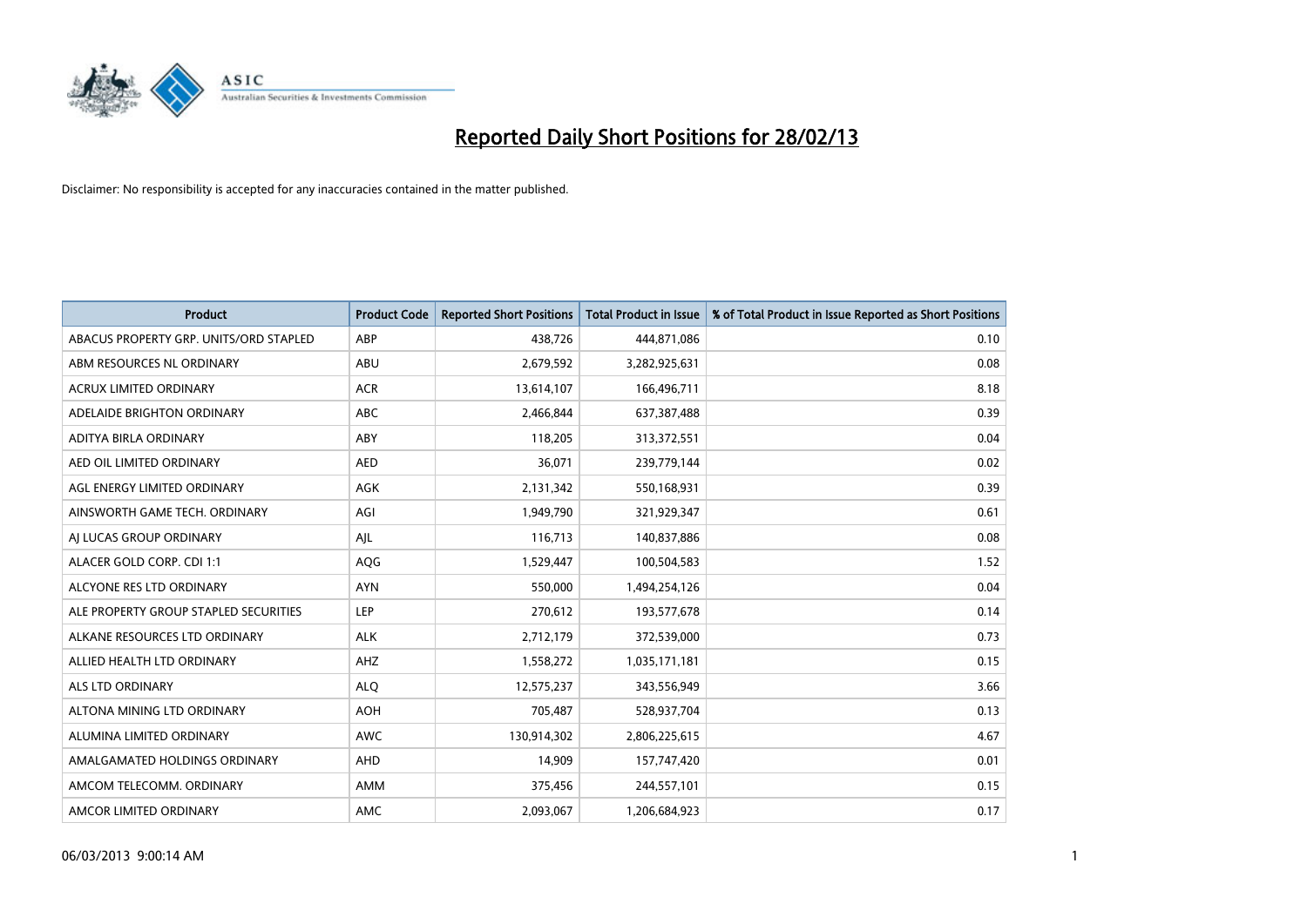# Reported Daily Short Positions for 28/02/13

Disclaimer: No responsibility is accepted for any inaccuracies contained in the matter published.

| Product | Product Code | Reported Short Positions | Total Product in Issue | % of Total Product in Issue Reported as Short Positions |
|---|---|---|---|---|
| ABACUS PROPERTY GRP. UNITS/ORD STAPLED | ABP | 438,726 | 444,871,086 | 0.10 |
| ABM RESOURCES NL ORDINARY | ABU | 2,679,592 | 3,282,925,631 | 0.08 |
| ACRUX LIMITED ORDINARY | ACR | 13,614,107 | 166,496,711 | 8.18 |
| ADELAIDE BRIGHTON ORDINARY | ABC | 2,466,844 | 637,387,488 | 0.39 |
| ADITYA BIRLA ORDINARY | ABY | 118,205 | 313,372,551 | 0.04 |
| AED OIL LIMITED ORDINARY | AED | 36,071 | 239,779,144 | 0.02 |
| AGL ENERGY LIMITED ORDINARY | AGK | 2,131,342 | 550,168,931 | 0.39 |
| AINSWORTH GAME TECH. ORDINARY | AGI | 1,949,790 | 321,929,347 | 0.61 |
| AJ LUCAS GROUP ORDINARY | AJL | 116,713 | 140,837,886 | 0.08 |
| ALACER GOLD CORP. CDI 1:1 | AQG | 1,529,447 | 100,504,583 | 1.52 |
| ALCYONE RES LTD ORDINARY | AYN | 550,000 | 1,494,254,126 | 0.04 |
| ALE PROPERTY GROUP STAPLED SECURITIES | LEP | 270,612 | 193,577,678 | 0.14 |
| ALKANE RESOURCES LTD ORDINARY | ALK | 2,712,179 | 372,539,000 | 0.73 |
| ALLIED HEALTH LTD ORDINARY | AHZ | 1,558,272 | 1,035,171,181 | 0.15 |
| ALS LTD ORDINARY | ALQ | 12,575,237 | 343,556,949 | 3.66 |
| ALTONA MINING LTD ORDINARY | AOH | 705,487 | 528,937,704 | 0.13 |
| ALUMINA LIMITED ORDINARY | AWC | 130,914,302 | 2,806,225,615 | 4.67 |
| AMALGAMATED HOLDINGS ORDINARY | AHD | 14,909 | 157,747,420 | 0.01 |
| AMCOM TELECOMM. ORDINARY | AMM | 375,456 | 244,557,101 | 0.15 |
| AMCOR LIMITED ORDINARY | AMC | 2,093,067 | 1,206,684,923 | 0.17 |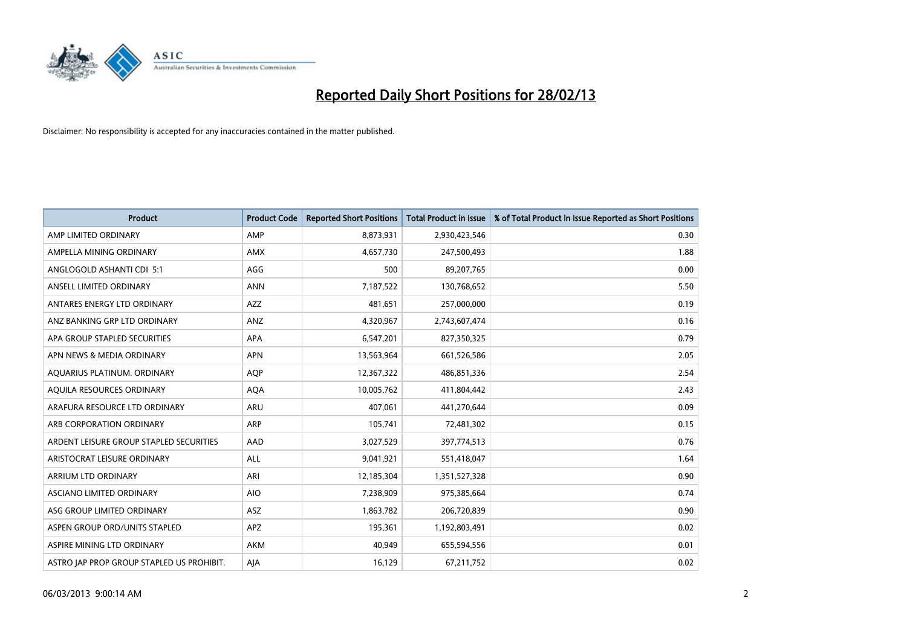# Reported Daily Short Positions for 28/02/13

Disclaimer: No responsibility is accepted for any inaccuracies contained in the matter published.

| Product | Product Code | Reported Short Positions | Total Product in Issue | % of Total Product in Issue Reported as Short Positions |
| --- | --- | --- | --- | --- |
| AMP LIMITED ORDINARY | AMP | 8,873,931 | 2,930,423,546 | 0.30 |
| AMPELLA MINING ORDINARY | AMX | 4,657,730 | 247,500,493 | 1.88 |
| ANGLOGOLD ASHANTI CDI 5:1 | AGG | 500 | 89,207,765 | 0.00 |
| ANSELL LIMITED ORDINARY | ANN | 7,187,522 | 130,768,652 | 5.50 |
| ANTARES ENERGY LTD ORDINARY | AZZ | 481,651 | 257,000,000 | 0.19 |
| ANZ BANKING GRP LTD ORDINARY | ANZ | 4,320,967 | 2,743,607,474 | 0.16 |
| APA GROUP STAPLED SECURITIES | APA | 6,547,201 | 827,350,325 | 0.79 |
| APN NEWS & MEDIA ORDINARY | APN | 13,563,964 | 661,526,586 | 2.05 |
| AQUARIUS PLATINUM. ORDINARY | AQP | 12,367,322 | 486,851,336 | 2.54 |
| AQUILA RESOURCES ORDINARY | AQA | 10,005,762 | 411,804,442 | 2.43 |
| ARAFURA RESOURCE LTD ORDINARY | ARU | 407,061 | 441,270,644 | 0.09 |
| ARB CORPORATION ORDINARY | ARP | 105,741 | 72,481,302 | 0.15 |
| ARDENT LEISURE GROUP STAPLED SECURITIES | AAD | 3,027,529 | 397,774,513 | 0.76 |
| ARISTOCRAT LEISURE ORDINARY | ALL | 9,041,921 | 551,418,047 | 1.64 |
| ARRIUM LTD ORDINARY | ARI | 12,185,304 | 1,351,527,328 | 0.90 |
| ASCIANO LIMITED ORDINARY | AIO | 7,238,909 | 975,385,664 | 0.74 |
| ASG GROUP LIMITED ORDINARY | ASZ | 1,863,782 | 206,720,839 | 0.90 |
| ASPEN GROUP ORD/UNITS STAPLED | APZ | 195,361 | 1,192,803,491 | 0.02 |
| ASPIRE MINING LTD ORDINARY | AKM | 40,949 | 655,594,556 | 0.01 |
| ASTRO JAP PROP GROUP STAPLED US PROHIBIT. | AJA | 16,129 | 67,211,752 | 0.02 |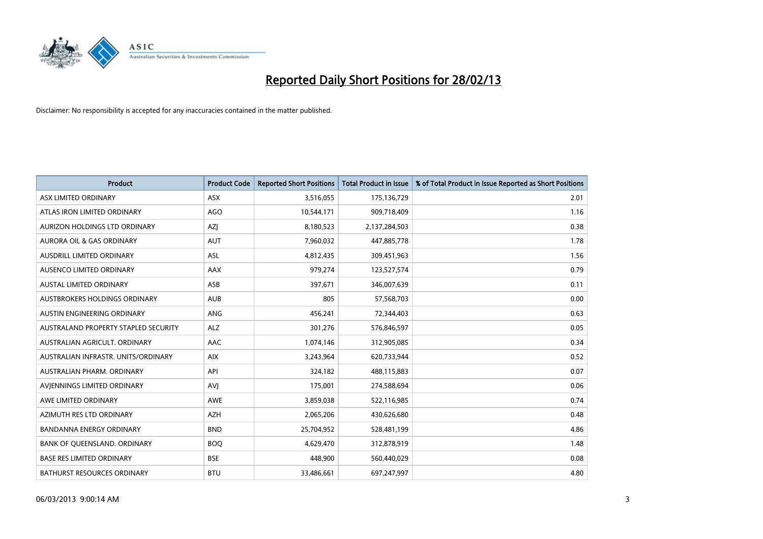# Reported Daily Short Positions for 28/02/13

Disclaimer: No responsibility is accepted for any inaccuracies contained in the matter published.

| Product | Product Code | Reported Short Positions | Total Product in Issue | % of Total Product in Issue Reported as Short Positions |
|---|---|---|---|---|
| ASX LIMITED ORDINARY | ASX | 3,516,055 | 175,136,729 | 2.01 |
| ATLAS IRON LIMITED ORDINARY | AGO | 10,544,171 | 909,718,409 | 1.16 |
| AURIZON HOLDINGS LTD ORDINARY | AZJ | 8,180,523 | 2,137,284,503 | 0.38 |
| AURORA OIL & GAS ORDINARY | AUT | 7,960,032 | 447,885,778 | 1.78 |
| AUSDRILL LIMITED ORDINARY | ASL | 4,812,435 | 309,451,963 | 1.56 |
| AUSENCO LIMITED ORDINARY | AAX | 979,274 | 123,527,574 | 0.79 |
| AUSTAL LIMITED ORDINARY | ASB | 397,671 | 346,007,639 | 0.11 |
| AUSTBROKERS HOLDINGS ORDINARY | AUB | 805 | 57,568,703 | 0.00 |
| AUSTIN ENGINEERING ORDINARY | ANG | 456,241 | 72,344,403 | 0.63 |
| AUSTRALAND PROPERTY STAPLED SECURITY | ALZ | 301,276 | 576,846,597 | 0.05 |
| AUSTRALIAN AGRICULT. ORDINARY | AAC | 1,074,146 | 312,905,085 | 0.34 |
| AUSTRALIAN INFRASTR. UNITS/ORDINARY | AIX | 3,243,964 | 620,733,944 | 0.52 |
| AUSTRALIAN PHARM. ORDINARY | API | 324,182 | 488,115,883 | 0.07 |
| AVJENNINGS LIMITED ORDINARY | AVJ | 175,001 | 274,588,694 | 0.06 |
| AWE LIMITED ORDINARY | AWE | 3,859,038 | 522,116,985 | 0.74 |
| AZIMUTH RES LTD ORDINARY | AZH | 2,065,206 | 430,626,680 | 0.48 |
| BANDANNA ENERGY ORDINARY | BND | 25,704,952 | 528,481,199 | 4.86 |
| BANK OF QUEENSLAND. ORDINARY | BOQ | 4,629,470 | 312,878,919 | 1.48 |
| BASE RES LIMITED ORDINARY | BSE | 448,900 | 560,440,029 | 0.08 |
| BATHURST RESOURCES ORDINARY | BTU | 33,486,661 | 697,247,997 | 4.80 |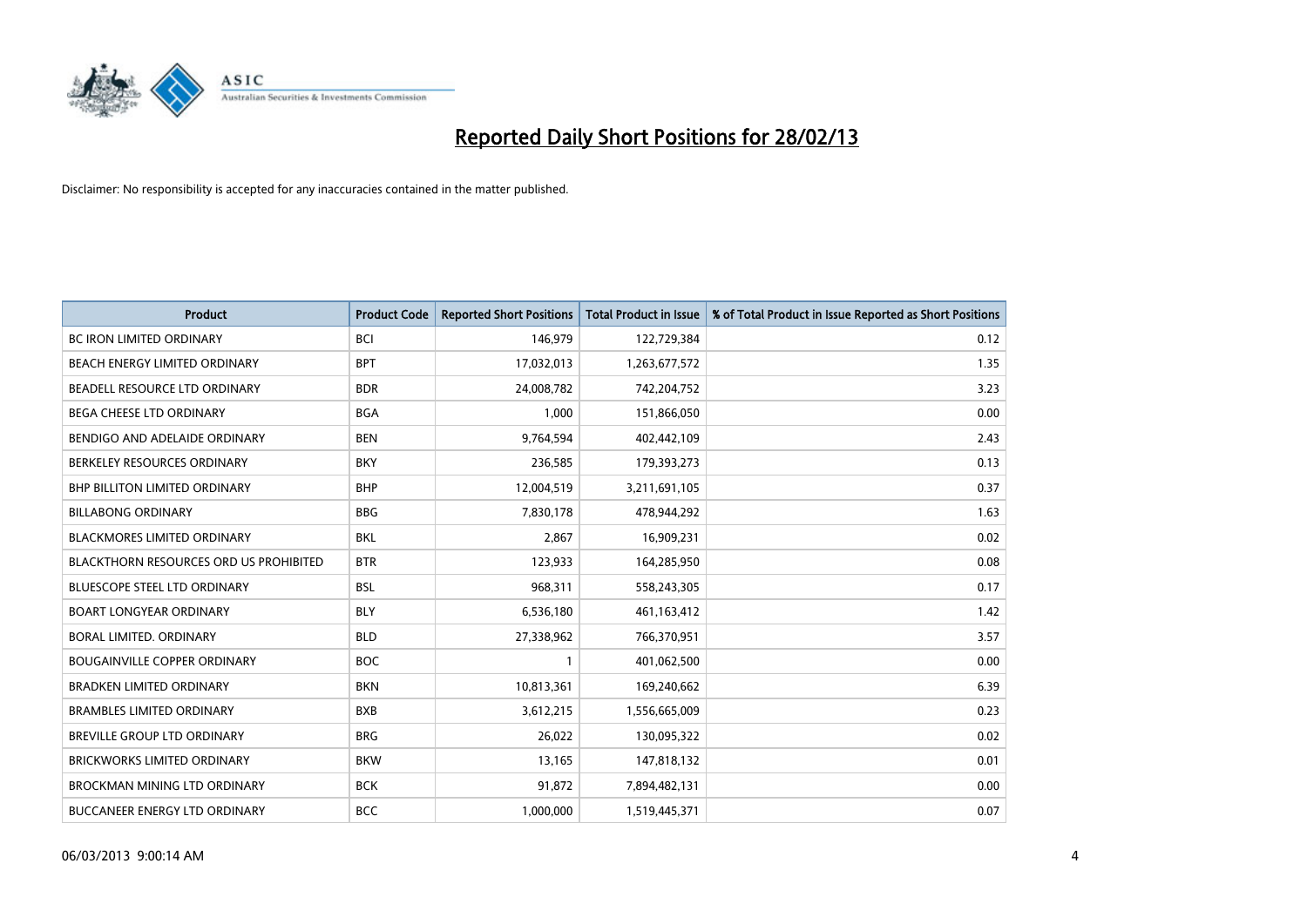# Reported Daily Short Positions for 28/02/13

Disclaimer: No responsibility is accepted for any inaccuracies contained in the matter published.

| Product | Product Code | Reported Short Positions | Total Product in Issue | % of Total Product in Issue Reported as Short Positions |
|---|---|---|---|---|
| BC IRON LIMITED ORDINARY | BCI | 146,979 | 122,729,384 | 0.12 |
| BEACH ENERGY LIMITED ORDINARY | BPT | 17,032,013 | 1,263,677,572 | 1.35 |
| BEADELL RESOURCE LTD ORDINARY | BDR | 24,008,782 | 742,204,752 | 3.23 |
| BEGA CHEESE LTD ORDINARY | BGA | 1,000 | 151,866,050 | 0.00 |
| BENDIGO AND ADELAIDE ORDINARY | BEN | 9,764,594 | 402,442,109 | 2.43 |
| BERKELEY RESOURCES ORDINARY | BKY | 236,585 | 179,393,273 | 0.13 |
| BHP BILLITON LIMITED ORDINARY | BHP | 12,004,519 | 3,211,691,105 | 0.37 |
| BILLABONG ORDINARY | BBG | 7,830,178 | 478,944,292 | 1.63 |
| BLACKMORES LIMITED ORDINARY | BKL | 2,867 | 16,909,231 | 0.02 |
| BLACKTHORN RESOURCES ORD US PROHIBITED | BTR | 123,933 | 164,285,950 | 0.08 |
| BLUESCOPE STEEL LTD ORDINARY | BSL | 968,311 | 558,243,305 | 0.17 |
| BOART LONGYEAR ORDINARY | BLY | 6,536,180 | 461,163,412 | 1.42 |
| BORAL LIMITED. ORDINARY | BLD | 27,338,962 | 766,370,951 | 3.57 |
| BOUGAINVILLE COPPER ORDINARY | BOC | 1 | 401,062,500 | 0.00 |
| BRADKEN LIMITED ORDINARY | BKN | 10,813,361 | 169,240,662 | 6.39 |
| BRAMBLES LIMITED ORDINARY | BXB | 3,612,215 | 1,556,665,009 | 0.23 |
| BREVILLE GROUP LTD ORDINARY | BRG | 26,022 | 130,095,322 | 0.02 |
| BRICKWORKS LIMITED ORDINARY | BKW | 13,165 | 147,818,132 | 0.01 |
| BROCKMAN MINING LTD ORDINARY | BCK | 91,872 | 7,894,482,131 | 0.00 |
| BUCCANEER ENERGY LTD ORDINARY | BCC | 1,000,000 | 1,519,445,371 | 0.07 |

06/03/2013 9:00:14 AM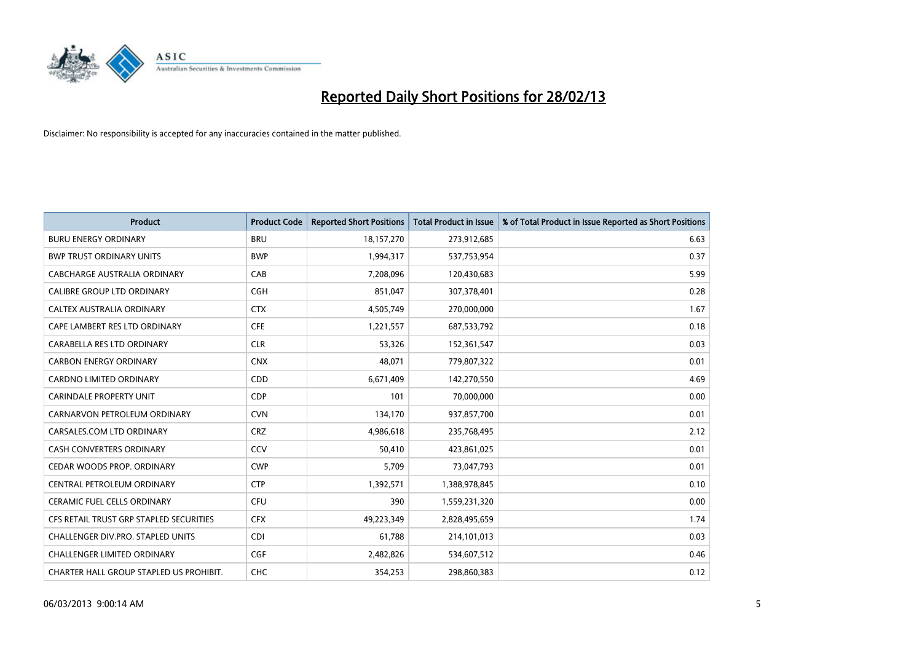# Reported Daily Short Positions for 28/02/13

Disclaimer: No responsibility is accepted for any inaccuracies contained in the matter published.

| Product | Product Code | Reported Short Positions | Total Product in Issue | % of Total Product in Issue Reported as Short Positions |
|---|---|---|---|---|
| BURU ENERGY ORDINARY | BRU | 18,157,270 | 273,912,685 | 6.63 |
| BWP TRUST ORDINARY UNITS | BWP | 1,994,317 | 537,753,954 | 0.37 |
| CABCHARGE AUSTRALIA ORDINARY | CAB | 7,208,096 | 120,430,683 | 5.99 |
| CALIBRE GROUP LTD ORDINARY | CGH | 851,047 | 307,378,401 | 0.28 |
| CALTEX AUSTRALIA ORDINARY | CTX | 4,505,749 | 270,000,000 | 1.67 |
| CAPE LAMBERT RES LTD ORDINARY | CFE | 1,221,557 | 687,533,792 | 0.18 |
| CARABELLA RES LTD ORDINARY | CLR | 53,326 | 152,361,547 | 0.03 |
| CARBON ENERGY ORDINARY | CNX | 48,071 | 779,807,322 | 0.01 |
| CARDNO LIMITED ORDINARY | CDD | 6,671,409 | 142,270,550 | 4.69 |
| CARINDALE PROPERTY UNIT | CDP | 101 | 70,000,000 | 0.00 |
| CARNARVON PETROLEUM ORDINARY | CVN | 134,170 | 937,857,700 | 0.01 |
| CARSALES.COM LTD ORDINARY | CRZ | 4,986,618 | 235,768,495 | 2.12 |
| CASH CONVERTERS ORDINARY | CCV | 50,410 | 423,861,025 | 0.01 |
| CEDAR WOODS PROP. ORDINARY | CWP | 5,709 | 73,047,793 | 0.01 |
| CENTRAL PETROLEUM ORDINARY | CTP | 1,392,571 | 1,388,978,845 | 0.10 |
| CERAMIC FUEL CELLS ORDINARY | CFU | 390 | 1,559,231,320 | 0.00 |
| CFS RETAIL TRUST GRP STAPLED SECURITIES | CFX | 49,223,349 | 2,828,495,659 | 1.74 |
| CHALLENGER DIV.PRO. STAPLED UNITS | CDI | 61,788 | 214,101,013 | 0.03 |
| CHALLENGER LIMITED ORDINARY | CGF | 2,482,826 | 534,607,512 | 0.46 |
| CHARTER HALL GROUP STAPLED US PROHIBIT. | CHC | 354,253 | 298,860,383 | 0.12 |

06/03/2013 9:00:14 AM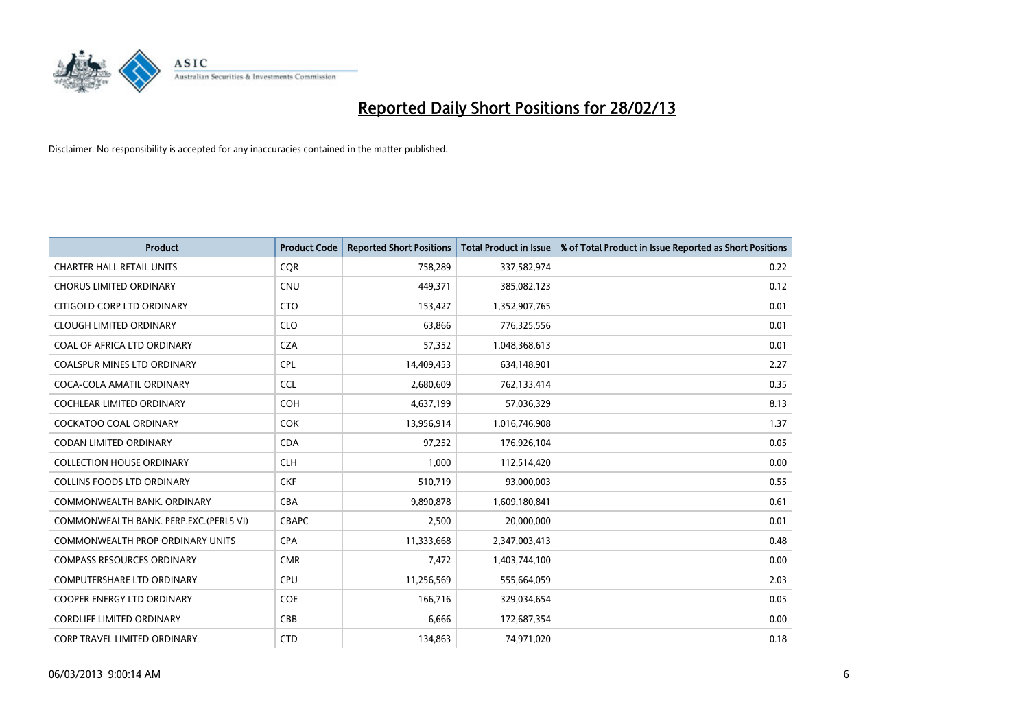# Reported Daily Short Positions for 28/02/13

Disclaimer: No responsibility is accepted for any inaccuracies contained in the matter published.

| Product | Product Code | Reported Short Positions | Total Product in Issue | % of Total Product in Issue Reported as Short Positions |
|---|---|---|---|---|
| CHARTER HALL RETAIL UNITS | CQR | 758,289 | 337,582,974 | 0.22 |
| CHORUS LIMITED ORDINARY | CNU | 449,371 | 385,082,123 | 0.12 |
| CITIGOLD CORP LTD ORDINARY | CTO | 153,427 | 1,352,907,765 | 0.01 |
| CLOUGH LIMITED ORDINARY | CLO | 63,866 | 776,325,556 | 0.01 |
| COAL OF AFRICA LTD ORDINARY | CZA | 57,352 | 1,048,368,613 | 0.01 |
| COALSPUR MINES LTD ORDINARY | CPL | 14,409,453 | 634,148,901 | 2.27 |
| COCA-COLA AMATIL ORDINARY | CCL | 2,680,609 | 762,133,414 | 0.35 |
| COCHLEAR LIMITED ORDINARY | COH | 4,637,199 | 57,036,329 | 8.13 |
| COCKATOO COAL ORDINARY | COK | 13,956,914 | 1,016,746,908 | 1.37 |
| CODAN LIMITED ORDINARY | CDA | 97,252 | 176,926,104 | 0.05 |
| COLLECTION HOUSE ORDINARY | CLH | 1,000 | 112,514,420 | 0.00 |
| COLLINS FOODS LTD ORDINARY | CKF | 510,719 | 93,000,003 | 0.55 |
| COMMONWEALTH BANK. ORDINARY | CBA | 9,890,878 | 1,609,180,841 | 0.61 |
| COMMONWEALTH BANK. PERP.EXC.(PERLS VI) | CBAPC | 2,500 | 20,000,000 | 0.01 |
| COMMONWEALTH PROP ORDINARY UNITS | CPA | 11,333,668 | 2,347,003,413 | 0.48 |
| COMPASS RESOURCES ORDINARY | CMR | 7,472 | 1,403,744,100 | 0.00 |
| COMPUTERSHARE LTD ORDINARY | CPU | 11,256,569 | 555,664,059 | 2.03 |
| COOPER ENERGY LTD ORDINARY | COE | 166,716 | 329,034,654 | 0.05 |
| CORDLIFE LIMITED ORDINARY | CBB | 6,666 | 172,687,354 | 0.00 |
| CORP TRAVEL LIMITED ORDINARY | CTD | 134,863 | 74,971,020 | 0.18 |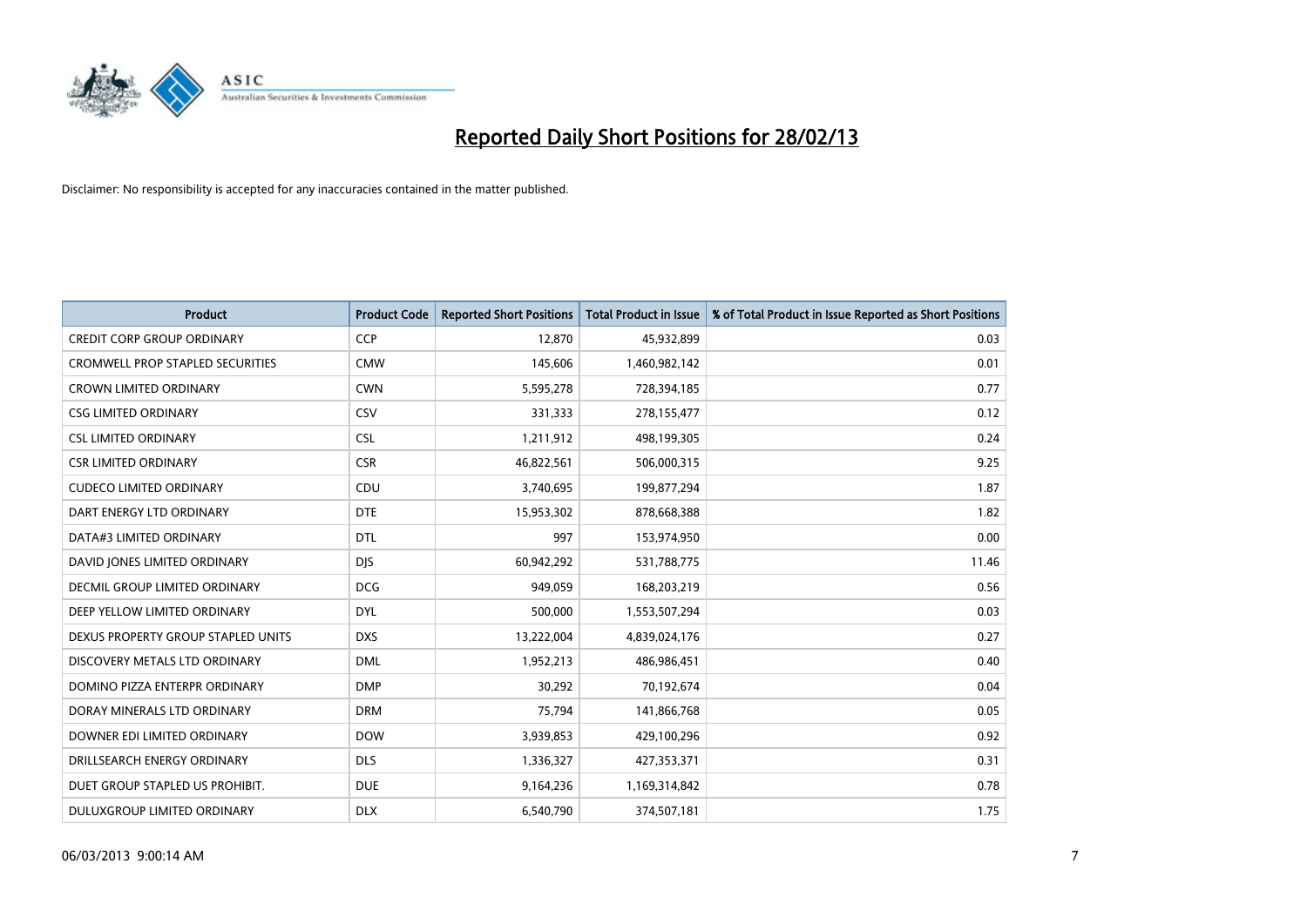# Reported Daily Short Positions for 28/02/13

Disclaimer: No responsibility is accepted for any inaccuracies contained in the matter published.

| Product | Product Code | Reported Short Positions | Total Product in Issue | % of Total Product in Issue Reported as Short Positions |
|---|---|---|---|---|
| CREDIT CORP GROUP ORDINARY | CCP | 12,870 | 45,932,899 | 0.03 |
| CROMWELL PROP STAPLED SECURITIES | CMW | 145,606 | 1,460,982,142 | 0.01 |
| CROWN LIMITED ORDINARY | CWN | 5,595,278 | 728,394,185 | 0.77 |
| CSG LIMITED ORDINARY | CSV | 331,333 | 278,155,477 | 0.12 |
| CSL LIMITED ORDINARY | CSL | 1,211,912 | 498,199,305 | 0.24 |
| CSR LIMITED ORDINARY | CSR | 46,822,561 | 506,000,315 | 9.25 |
| CUDECO LIMITED ORDINARY | CDU | 3,740,695 | 199,877,294 | 1.87 |
| DART ENERGY LTD ORDINARY | DTE | 15,953,302 | 878,668,388 | 1.82 |
| DATA#3 LIMITED ORDINARY | DTL | 997 | 153,974,950 | 0.00 |
| DAVID JONES LIMITED ORDINARY | DJS | 60,942,292 | 531,788,775 | 11.46 |
| DECMIL GROUP LIMITED ORDINARY | DCG | 949,059 | 168,203,219 | 0.56 |
| DEEP YELLOW LIMITED ORDINARY | DYL | 500,000 | 1,553,507,294 | 0.03 |
| DEXUS PROPERTY GROUP STAPLED UNITS | DXS | 13,222,004 | 4,839,024,176 | 0.27 |
| DISCOVERY METALS LTD ORDINARY | DML | 1,952,213 | 486,986,451 | 0.40 |
| DOMINO PIZZA ENTERPR ORDINARY | DMP | 30,292 | 70,192,674 | 0.04 |
| DORAY MINERALS LTD ORDINARY | DRM | 75,794 | 141,866,768 | 0.05 |
| DOWNER EDI LIMITED ORDINARY | DOW | 3,939,853 | 429,100,296 | 0.92 |
| DRILLSEARCH ENERGY ORDINARY | DLS | 1,336,327 | 427,353,371 | 0.31 |
| DUET GROUP STAPLED US PROHIBIT. | DUE | 9,164,236 | 1,169,314,842 | 0.78 |
| DULUXGROUP LIMITED ORDINARY | DLX | 6,540,790 | 374,507,181 | 1.75 |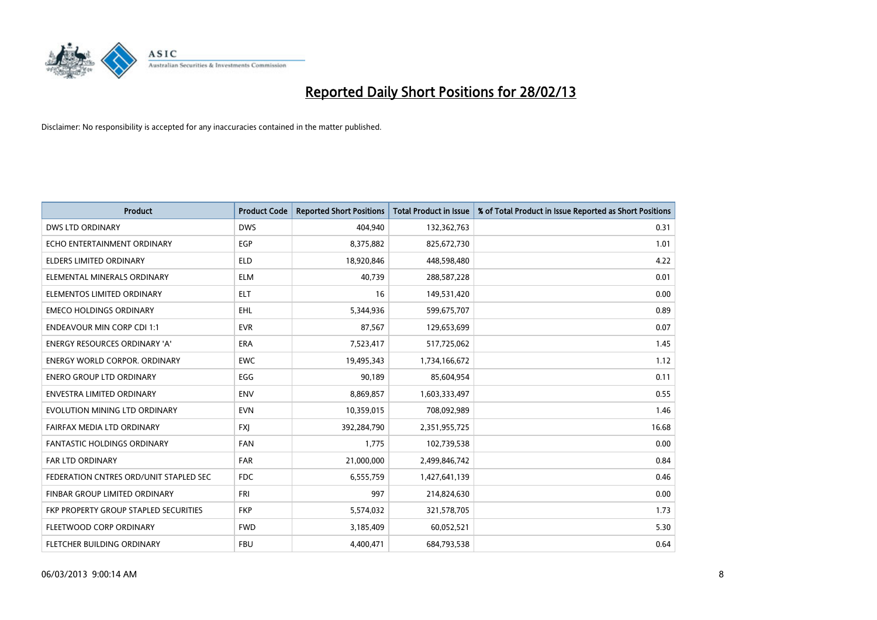# Reported Daily Short Positions for 28/02/13

Disclaimer: No responsibility is accepted for any inaccuracies contained in the matter published.

| Product | Product Code | Reported Short Positions | Total Product in Issue | % of Total Product in Issue Reported as Short Positions |
|---|---|---|---|---|
| DWS LTD ORDINARY | DWS | 404,940 | 132,362,763 | 0.31 |
| ECHO ENTERTAINMENT ORDINARY | EGP | 8,375,882 | 825,672,730 | 1.01 |
| ELDERS LIMITED ORDINARY | ELD | 18,920,846 | 448,598,480 | 4.22 |
| ELEMENTAL MINERALS ORDINARY | ELM | 40,739 | 288,587,228 | 0.01 |
| ELEMENTOS LIMITED ORDINARY | ELT | 16 | 149,531,420 | 0.00 |
| EMECO HOLDINGS ORDINARY | EHL | 5,344,936 | 599,675,707 | 0.89 |
| ENDEAVOUR MIN CORP CDI 1:1 | EVR | 87,567 | 129,653,699 | 0.07 |
| ENERGY RESOURCES ORDINARY 'A' | ERA | 7,523,417 | 517,725,062 | 1.45 |
| ENERGY WORLD CORPOR. ORDINARY | EWC | 19,495,343 | 1,734,166,672 | 1.12 |
| ENERO GROUP LTD ORDINARY | EGG | 90,189 | 85,604,954 | 0.11 |
| ENVESTRA LIMITED ORDINARY | ENV | 8,869,857 | 1,603,333,497 | 0.55 |
| EVOLUTION MINING LTD ORDINARY | EVN | 10,359,015 | 708,092,989 | 1.46 |
| FAIRFAX MEDIA LTD ORDINARY | FXJ | 392,284,790 | 2,351,955,725 | 16.68 |
| FANTASTIC HOLDINGS ORDINARY | FAN | 1,775 | 102,739,538 | 0.00 |
| FAR LTD ORDINARY | FAR | 21,000,000 | 2,499,846,742 | 0.84 |
| FEDERATION CNTRES ORD/UNIT STAPLED SEC | FDC | 6,555,759 | 1,427,641,139 | 0.46 |
| FINBAR GROUP LIMITED ORDINARY | FRI | 997 | 214,824,630 | 0.00 |
| FKP PROPERTY GROUP STAPLED SECURITIES | FKP | 5,574,032 | 321,578,705 | 1.73 |
| FLEETWOOD CORP ORDINARY | FWD | 3,185,409 | 60,052,521 | 5.30 |
| FLETCHER BUILDING ORDINARY | FBU | 4,400,471 | 684,793,538 | 0.64 |

06/03/2013 9:00:14 AM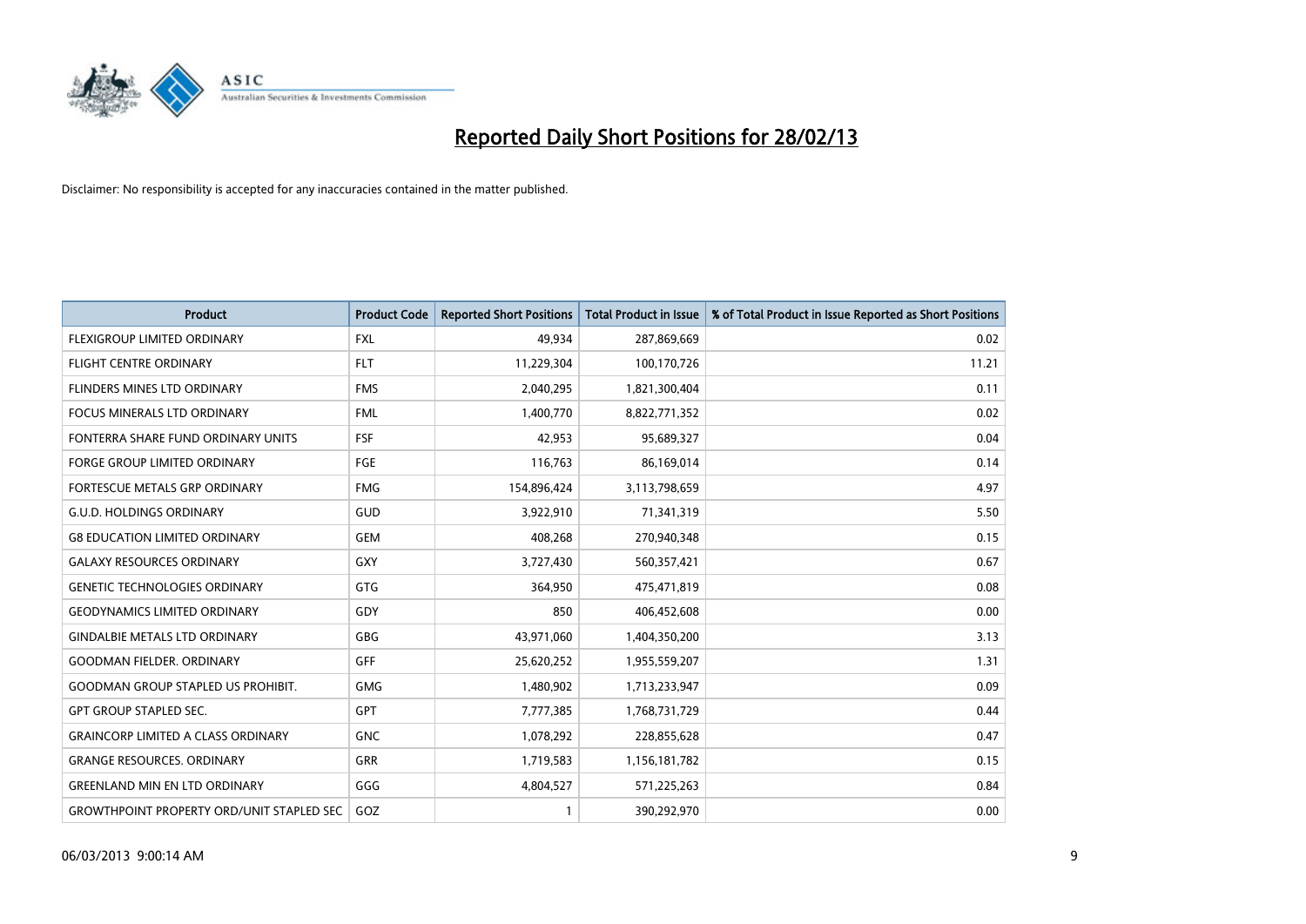# Reported Daily Short Positions for 28/02/13

Disclaimer: No responsibility is accepted for any inaccuracies contained in the matter published.

| Product | Product Code | Reported Short Positions | Total Product in Issue | % of Total Product in Issue Reported as Short Positions |
|---|---|---|---|---|
| FLEXIGROUP LIMITED ORDINARY | FXL | 49,934 | 287,869,669 | 0.02 |
| FLIGHT CENTRE ORDINARY | FLT | 11,229,304 | 100,170,726 | 11.21 |
| FLINDERS MINES LTD ORDINARY | FMS | 2,040,295 | 1,821,300,404 | 0.11 |
| FOCUS MINERALS LTD ORDINARY | FML | 1,400,770 | 8,822,771,352 | 0.02 |
| FONTERRA SHARE FUND ORDINARY UNITS | FSF | 42,953 | 95,689,327 | 0.04 |
| FORGE GROUP LIMITED ORDINARY | FGE | 116,763 | 86,169,014 | 0.14 |
| FORTESCUE METALS GRP ORDINARY | FMG | 154,896,424 | 3,113,798,659 | 4.97 |
| G.U.D. HOLDINGS ORDINARY | GUD | 3,922,910 | 71,341,319 | 5.50 |
| G8 EDUCATION LIMITED ORDINARY | GEM | 408,268 | 270,940,348 | 0.15 |
| GALAXY RESOURCES ORDINARY | GXY | 3,727,430 | 560,357,421 | 0.67 |
| GENETIC TECHNOLOGIES ORDINARY | GTG | 364,950 | 475,471,819 | 0.08 |
| GEODYNAMICS LIMITED ORDINARY | GDY | 850 | 406,452,608 | 0.00 |
| GINDALBIE METALS LTD ORDINARY | GBG | 43,971,060 | 1,404,350,200 | 3.13 |
| GOODMAN FIELDER. ORDINARY | GFF | 25,620,252 | 1,955,559,207 | 1.31 |
| GOODMAN GROUP STAPLED US PROHIBIT. | GMG | 1,480,902 | 1,713,233,947 | 0.09 |
| GPT GROUP STAPLED SEC. | GPT | 7,777,385 | 1,768,731,729 | 0.44 |
| GRAINCORP LIMITED A CLASS ORDINARY | GNC | 1,078,292 | 228,855,628 | 0.47 |
| GRANGE RESOURCES. ORDINARY | GRR | 1,719,583 | 1,156,181,782 | 0.15 |
| GREENLAND MIN EN LTD ORDINARY | GGG | 4,804,527 | 571,225,263 | 0.84 |
| GROWTHPOINT PROPERTY ORD/UNIT STAPLED SEC | GOZ | 1 | 390,292,970 | 0.00 |

06/03/2013 9:00:14 AM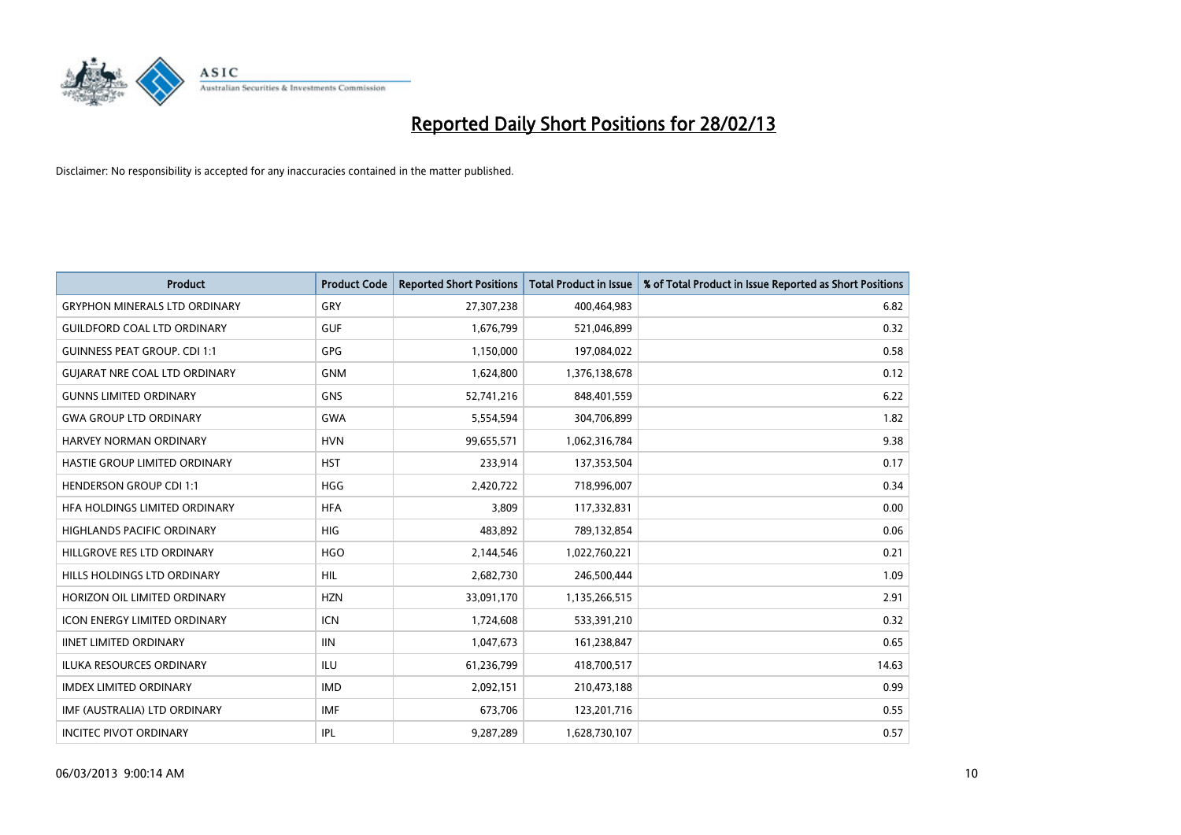# Reported Daily Short Positions for 28/02/13

Disclaimer: No responsibility is accepted for any inaccuracies contained in the matter published.

| Product | Product Code | Reported Short Positions | Total Product in Issue | % of Total Product in Issue Reported as Short Positions |
|---|---|---|---|---|
| GRYPHON MINERALS LTD ORDINARY | GRY | 27,307,238 | 400,464,983 | 6.82 |
| GUILDFORD COAL LTD ORDINARY | GUF | 1,676,799 | 521,046,899 | 0.32 |
| GUINNESS PEAT GROUP. CDI 1:1 | GPG | 1,150,000 | 197,084,022 | 0.58 |
| GUJARAT NRE COAL LTD ORDINARY | GNM | 1,624,800 | 1,376,138,678 | 0.12 |
| GUNNS LIMITED ORDINARY | GNS | 52,741,216 | 848,401,559 | 6.22 |
| GWA GROUP LTD ORDINARY | GWA | 5,554,594 | 304,706,899 | 1.82 |
| HARVEY NORMAN ORDINARY | HVN | 99,655,571 | 1,062,316,784 | 9.38 |
| HASTIE GROUP LIMITED ORDINARY | HST | 233,914 | 137,353,504 | 0.17 |
| HENDERSON GROUP CDI 1:1 | HGG | 2,420,722 | 718,996,007 | 0.34 |
| HFA HOLDINGS LIMITED ORDINARY | HFA | 3,809 | 117,332,831 | 0.00 |
| HIGHLANDS PACIFIC ORDINARY | HIG | 483,892 | 789,132,854 | 0.06 |
| HILLGROVE RES LTD ORDINARY | HGO | 2,144,546 | 1,022,760,221 | 0.21 |
| HILLS HOLDINGS LTD ORDINARY | HIL | 2,682,730 | 246,500,444 | 1.09 |
| HORIZON OIL LIMITED ORDINARY | HZN | 33,091,170 | 1,135,266,515 | 2.91 |
| ICON ENERGY LIMITED ORDINARY | ICN | 1,724,608 | 533,391,210 | 0.32 |
| IINET LIMITED ORDINARY | IIN | 1,047,673 | 161,238,847 | 0.65 |
| ILUKA RESOURCES ORDINARY | ILU | 61,236,799 | 418,700,517 | 14.63 |
| IMDEX LIMITED ORDINARY | IMD | 2,092,151 | 210,473,188 | 0.99 |
| IMF (AUSTRALIA) LTD ORDINARY | IMF | 673,706 | 123,201,716 | 0.55 |
| INCITEC PIVOT ORDINARY | IPL | 9,287,289 | 1,628,730,107 | 0.57 |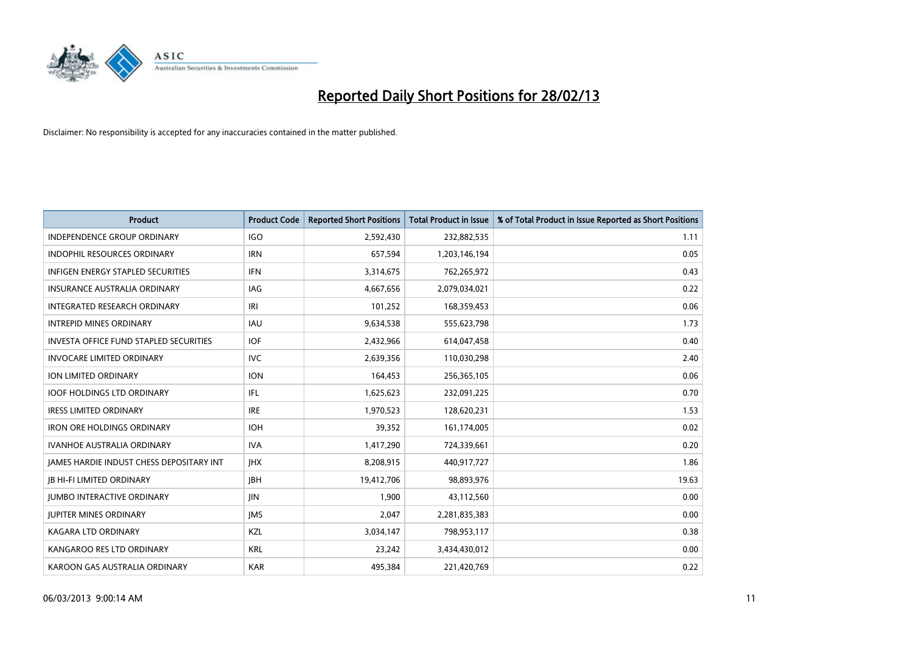# Reported Daily Short Positions for 28/02/13

Disclaimer: No responsibility is accepted for any inaccuracies contained in the matter published.

| Product | Product Code | Reported Short Positions | Total Product in Issue | % of Total Product in Issue Reported as Short Positions |
|---|---|---|---|---|
| INDEPENDENCE GROUP ORDINARY | IGO | 2,592,430 | 232,882,535 | 1.11 |
| INDOPHIL RESOURCES ORDINARY | IRN | 657,594 | 1,203,146,194 | 0.05 |
| INFIGEN ENERGY STAPLED SECURITIES | IFN | 3,314,675 | 762,265,972 | 0.43 |
| INSURANCE AUSTRALIA ORDINARY | IAG | 4,667,656 | 2,079,034,021 | 0.22 |
| INTEGRATED RESEARCH ORDINARY | IRI | 101,252 | 168,359,453 | 0.06 |
| INTREPID MINES ORDINARY | IAU | 9,634,538 | 555,623,798 | 1.73 |
| INVESTA OFFICE FUND STAPLED SECURITIES | IOF | 2,432,966 | 614,047,458 | 0.40 |
| INVOCARE LIMITED ORDINARY | IVC | 2,639,356 | 110,030,298 | 2.40 |
| ION LIMITED ORDINARY | ION | 164,453 | 256,365,105 | 0.06 |
| IOOF HOLDINGS LTD ORDINARY | IFL | 1,625,623 | 232,091,225 | 0.70 |
| IRESS LIMITED ORDINARY | IRE | 1,970,523 | 128,620,231 | 1.53 |
| IRON ORE HOLDINGS ORDINARY | IOH | 39,352 | 161,174,005 | 0.02 |
| IVANHOE AUSTRALIA ORDINARY | IVA | 1,417,290 | 724,339,661 | 0.20 |
| JAMES HARDIE INDUST CHESS DEPOSITARY INT | JHX | 8,208,915 | 440,917,727 | 1.86 |
| JB HI-FI LIMITED ORDINARY | JBH | 19,412,706 | 98,893,976 | 19.63 |
| JUMBO INTERACTIVE ORDINARY | JIN | 1,900 | 43,112,560 | 0.00 |
| JUPITER MINES ORDINARY | JMS | 2,047 | 2,281,835,383 | 0.00 |
| KAGARA LTD ORDINARY | KZL | 3,034,147 | 798,953,117 | 0.38 |
| KANGAROO RES LTD ORDINARY | KRL | 23,242 | 3,434,430,012 | 0.00 |
| KAROON GAS AUSTRALIA ORDINARY | KAR | 495,384 | 221,420,769 | 0.22 |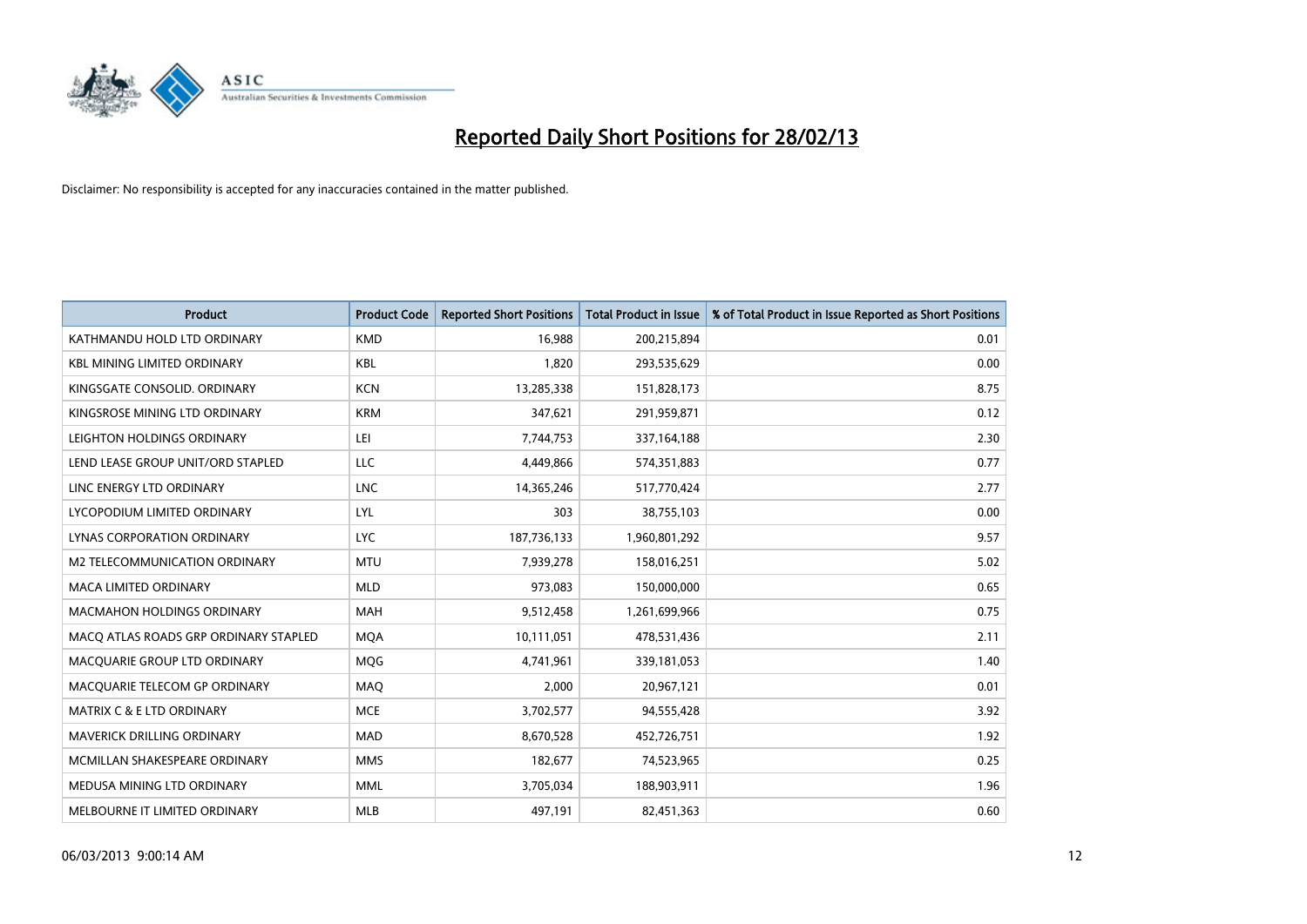# Reported Daily Short Positions for 28/02/13

Disclaimer: No responsibility is accepted for any inaccuracies contained in the matter published.

| Product | Product Code | Reported Short Positions | Total Product in Issue | % of Total Product in Issue Reported as Short Positions |
|---|---|---|---|---|
| KATHMANDU HOLD LTD ORDINARY | KMD | 16,988 | 200,215,894 | 0.01 |
| KBL MINING LIMITED ORDINARY | KBL | 1,820 | 293,535,629 | 0.00 |
| KINGSGATE CONSOLID. ORDINARY | KCN | 13,285,338 | 151,828,173 | 8.75 |
| KINGSROSE MINING LTD ORDINARY | KRM | 347,621 | 291,959,871 | 0.12 |
| LEIGHTON HOLDINGS ORDINARY | LEI | 7,744,753 | 337,164,188 | 2.30 |
| LEND LEASE GROUP UNIT/ORD STAPLED | LLC | 4,449,866 | 574,351,883 | 0.77 |
| LINC ENERGY LTD ORDINARY | LNC | 14,365,246 | 517,770,424 | 2.77 |
| LYCOPODIUM LIMITED ORDINARY | LYL | 303 | 38,755,103 | 0.00 |
| LYNAS CORPORATION ORDINARY | LYC | 187,736,133 | 1,960,801,292 | 9.57 |
| M2 TELECOMMUNICATION ORDINARY | MTU | 7,939,278 | 158,016,251 | 5.02 |
| MACA LIMITED ORDINARY | MLD | 973,083 | 150,000,000 | 0.65 |
| MACMAHON HOLDINGS ORDINARY | MAH | 9,512,458 | 1,261,699,966 | 0.75 |
| MACQ ATLAS ROADS GRP ORDINARY STAPLED | MQA | 10,111,051 | 478,531,436 | 2.11 |
| MACQUARIE GROUP LTD ORDINARY | MQG | 4,741,961 | 339,181,053 | 1.40 |
| MACQUARIE TELECOM GP ORDINARY | MAQ | 2,000 | 20,967,121 | 0.01 |
| MATRIX C & E LTD ORDINARY | MCE | 3,702,577 | 94,555,428 | 3.92 |
| MAVERICK DRILLING ORDINARY | MAD | 8,670,528 | 452,726,751 | 1.92 |
| MCMILLAN SHAKESPEARE ORDINARY | MMS | 182,677 | 74,523,965 | 0.25 |
| MEDUSA MINING LTD ORDINARY | MML | 3,705,034 | 188,903,911 | 1.96 |
| MELBOURNE IT LIMITED ORDINARY | MLB | 497,191 | 82,451,363 | 0.60 |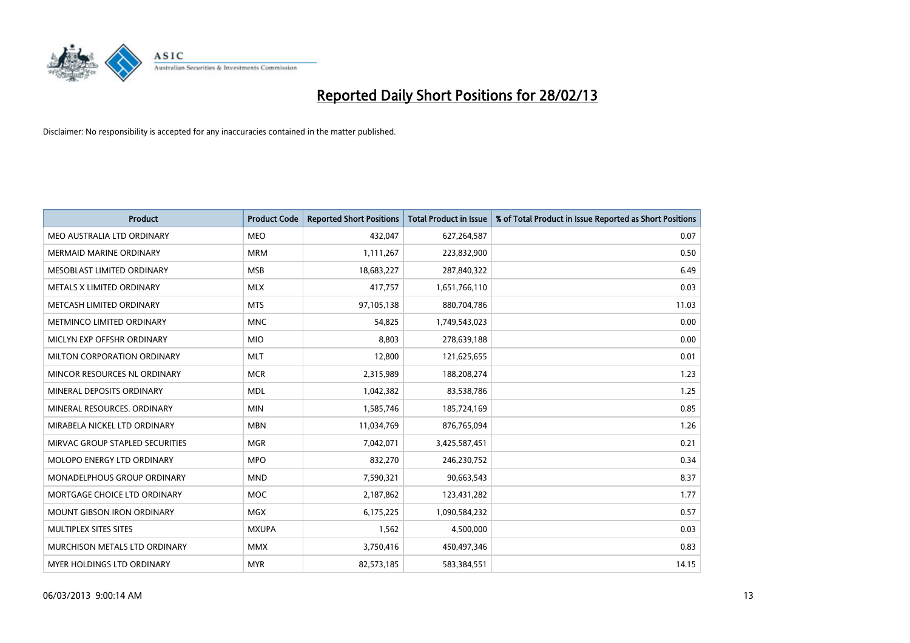# Reported Daily Short Positions for 28/02/13

Disclaimer: No responsibility is accepted for any inaccuracies contained in the matter published.

| Product | Product Code | Reported Short Positions | Total Product in Issue | % of Total Product in Issue Reported as Short Positions |
|---|---|---|---|---|
| MEO AUSTRALIA LTD ORDINARY | MEO | 432,047 | 627,264,587 | 0.07 |
| MERMAID MARINE ORDINARY | MRM | 1,111,267 | 223,832,900 | 0.50 |
| MESOBLAST LIMITED ORDINARY | MSB | 18,683,227 | 287,840,322 | 6.49 |
| METALS X LIMITED ORDINARY | MLX | 417,757 | 1,651,766,110 | 0.03 |
| METCASH LIMITED ORDINARY | MTS | 97,105,138 | 880,704,786 | 11.03 |
| METMINCO LIMITED ORDINARY | MNC | 54,825 | 1,749,543,023 | 0.00 |
| MICLYN EXP OFFSHR ORDINARY | MIO | 8,803 | 278,639,188 | 0.00 |
| MILTON CORPORATION ORDINARY | MLT | 12,800 | 121,625,655 | 0.01 |
| MINCOR RESOURCES NL ORDINARY | MCR | 2,315,989 | 188,208,274 | 1.23 |
| MINERAL DEPOSITS ORDINARY | MDL | 1,042,382 | 83,538,786 | 1.25 |
| MINERAL RESOURCES. ORDINARY | MIN | 1,585,746 | 185,724,169 | 0.85 |
| MIRABELA NICKEL LTD ORDINARY | MBN | 11,034,769 | 876,765,094 | 1.26 |
| MIRVAC GROUP STAPLED SECURITIES | MGR | 7,042,071 | 3,425,587,451 | 0.21 |
| MOLOPO ENERGY LTD ORDINARY | MPO | 832,270 | 246,230,752 | 0.34 |
| MONADELPHOUS GROUP ORDINARY | MND | 7,590,321 | 90,663,543 | 8.37 |
| MORTGAGE CHOICE LTD ORDINARY | MOC | 2,187,862 | 123,431,282 | 1.77 |
| MOUNT GIBSON IRON ORDINARY | MGX | 6,175,225 | 1,090,584,232 | 0.57 |
| MULTIPLEX SITES SITES | MXUPA | 1,562 | 4,500,000 | 0.03 |
| MURCHISON METALS LTD ORDINARY | MMX | 3,750,416 | 450,497,346 | 0.83 |
| MYER HOLDINGS LTD ORDINARY | MYR | 82,573,185 | 583,384,551 | 14.15 |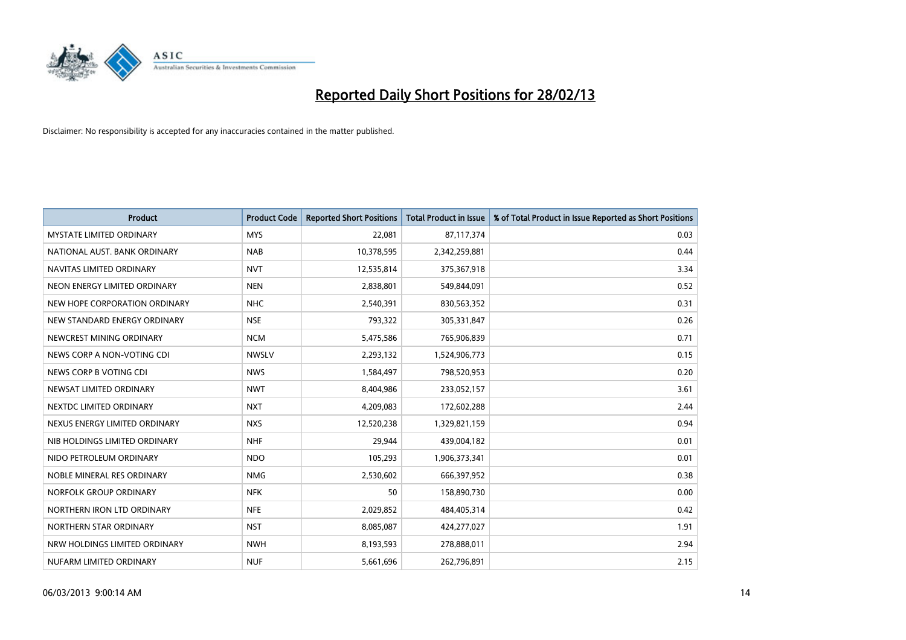# Reported Daily Short Positions for 28/02/13

Disclaimer: No responsibility is accepted for any inaccuracies contained in the matter published.

| Product | Product Code | Reported Short Positions | Total Product in Issue | % of Total Product in Issue Reported as Short Positions |
|---|---|---|---|---|
| MYSTATE LIMITED ORDINARY | MYS | 22,081 | 87,117,374 | 0.03 |
| NATIONAL AUST. BANK ORDINARY | NAB | 10,378,595 | 2,342,259,881 | 0.44 |
| NAVITAS LIMITED ORDINARY | NVT | 12,535,814 | 375,367,918 | 3.34 |
| NEON ENERGY LIMITED ORDINARY | NEN | 2,838,801 | 549,844,091 | 0.52 |
| NEW HOPE CORPORATION ORDINARY | NHC | 2,540,391 | 830,563,352 | 0.31 |
| NEW STANDARD ENERGY ORDINARY | NSE | 793,322 | 305,331,847 | 0.26 |
| NEWCREST MINING ORDINARY | NCM | 5,475,586 | 765,906,839 | 0.71 |
| NEWS CORP A NON-VOTING CDI | NWSLV | 2,293,132 | 1,524,906,773 | 0.15 |
| NEWS CORP B VOTING CDI | NWS | 1,584,497 | 798,520,953 | 0.20 |
| NEWSAT LIMITED ORDINARY | NWT | 8,404,986 | 233,052,157 | 3.61 |
| NEXTDC LIMITED ORDINARY | NXT | 4,209,083 | 172,602,288 | 2.44 |
| NEXUS ENERGY LIMITED ORDINARY | NXS | 12,520,238 | 1,329,821,159 | 0.94 |
| NIB HOLDINGS LIMITED ORDINARY | NHF | 29,944 | 439,004,182 | 0.01 |
| NIDO PETROLEUM ORDINARY | NDO | 105,293 | 1,906,373,341 | 0.01 |
| NOBLE MINERAL RES ORDINARY | NMG | 2,530,602 | 666,397,952 | 0.38 |
| NORFOLK GROUP ORDINARY | NFK | 50 | 158,890,730 | 0.00 |
| NORTHERN IRON LTD ORDINARY | NFE | 2,029,852 | 484,405,314 | 0.42 |
| NORTHERN STAR ORDINARY | NST | 8,085,087 | 424,277,027 | 1.91 |
| NRW HOLDINGS LIMITED ORDINARY | NWH | 8,193,593 | 278,888,011 | 2.94 |
| NUFARM LIMITED ORDINARY | NUF | 5,661,696 | 262,796,891 | 2.15 |

06/03/2013 9:00:14 AM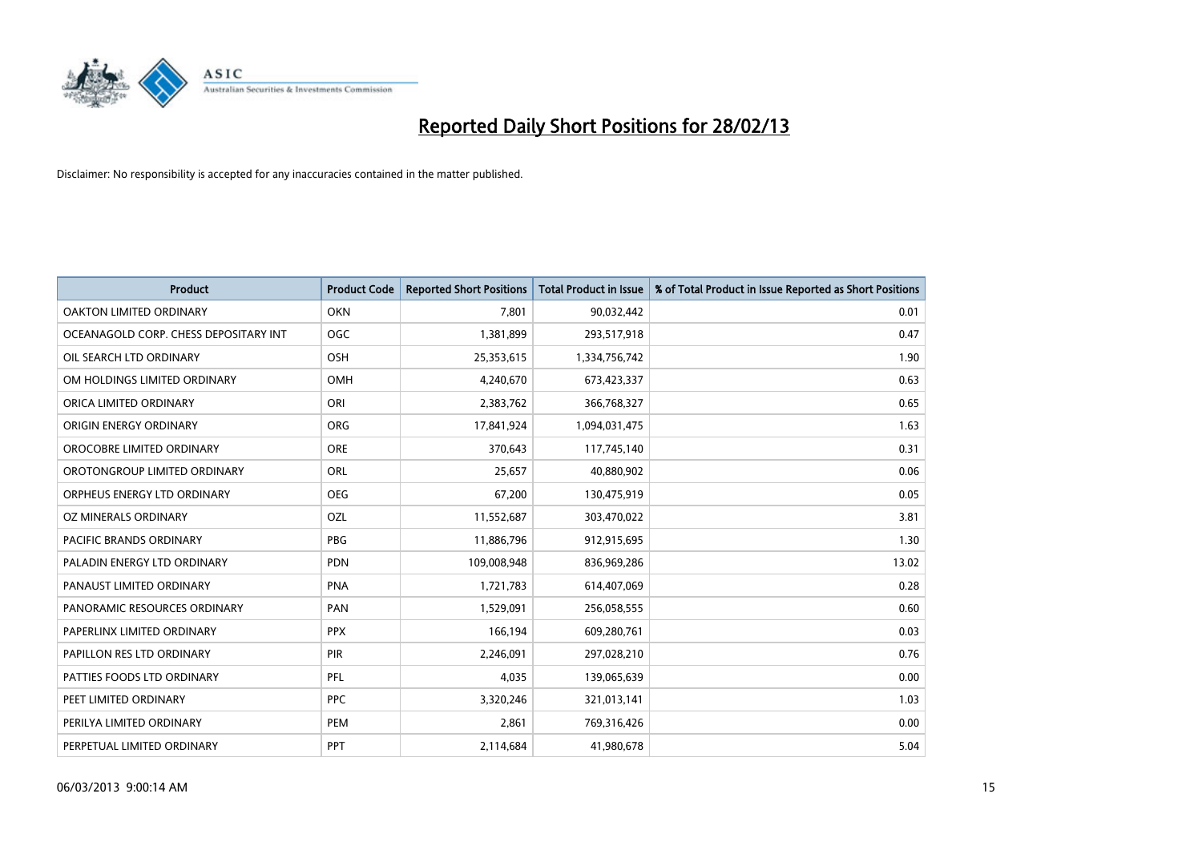# Reported Daily Short Positions for 28/02/13

Disclaimer: No responsibility is accepted for any inaccuracies contained in the matter published.

| Product | Product Code | Reported Short Positions | Total Product in Issue | % of Total Product in Issue Reported as Short Positions |
|---|---|---|---|---|
| OAKTON LIMITED ORDINARY | OKN | 7,801 | 90,032,442 | 0.01 |
| OCEANAGOLD CORP. CHESS DEPOSITARY INT | OGC | 1,381,899 | 293,517,918 | 0.47 |
| OIL SEARCH LTD ORDINARY | OSH | 25,353,615 | 1,334,756,742 | 1.90 |
| OM HOLDINGS LIMITED ORDINARY | OMH | 4,240,670 | 673,423,337 | 0.63 |
| ORICA LIMITED ORDINARY | ORI | 2,383,762 | 366,768,327 | 0.65 |
| ORIGIN ENERGY ORDINARY | ORG | 17,841,924 | 1,094,031,475 | 1.63 |
| OROCOBRE LIMITED ORDINARY | ORE | 370,643 | 117,745,140 | 0.31 |
| OROTONGROUP LIMITED ORDINARY | ORL | 25,657 | 40,880,902 | 0.06 |
| ORPHEUS ENERGY LTD ORDINARY | OEG | 67,200 | 130,475,919 | 0.05 |
| OZ MINERALS ORDINARY | OZL | 11,552,687 | 303,470,022 | 3.81 |
| PACIFIC BRANDS ORDINARY | PBG | 11,886,796 | 912,915,695 | 1.30 |
| PALADIN ENERGY LTD ORDINARY | PDN | 109,008,948 | 836,969,286 | 13.02 |
| PANAUST LIMITED ORDINARY | PNA | 1,721,783 | 614,407,069 | 0.28 |
| PANORAMIC RESOURCES ORDINARY | PAN | 1,529,091 | 256,058,555 | 0.60 |
| PAPERLINX LIMITED ORDINARY | PPX | 166,194 | 609,280,761 | 0.03 |
| PAPILLON RES LTD ORDINARY | PIR | 2,246,091 | 297,028,210 | 0.76 |
| PATTIES FOODS LTD ORDINARY | PFL | 4,035 | 139,065,639 | 0.00 |
| PEET LIMITED ORDINARY | PPC | 3,320,246 | 321,013,141 | 1.03 |
| PERILYA LIMITED ORDINARY | PEM | 2,861 | 769,316,426 | 0.00 |
| PERPETUAL LIMITED ORDINARY | PPT | 2,114,684 | 41,980,678 | 5.04 |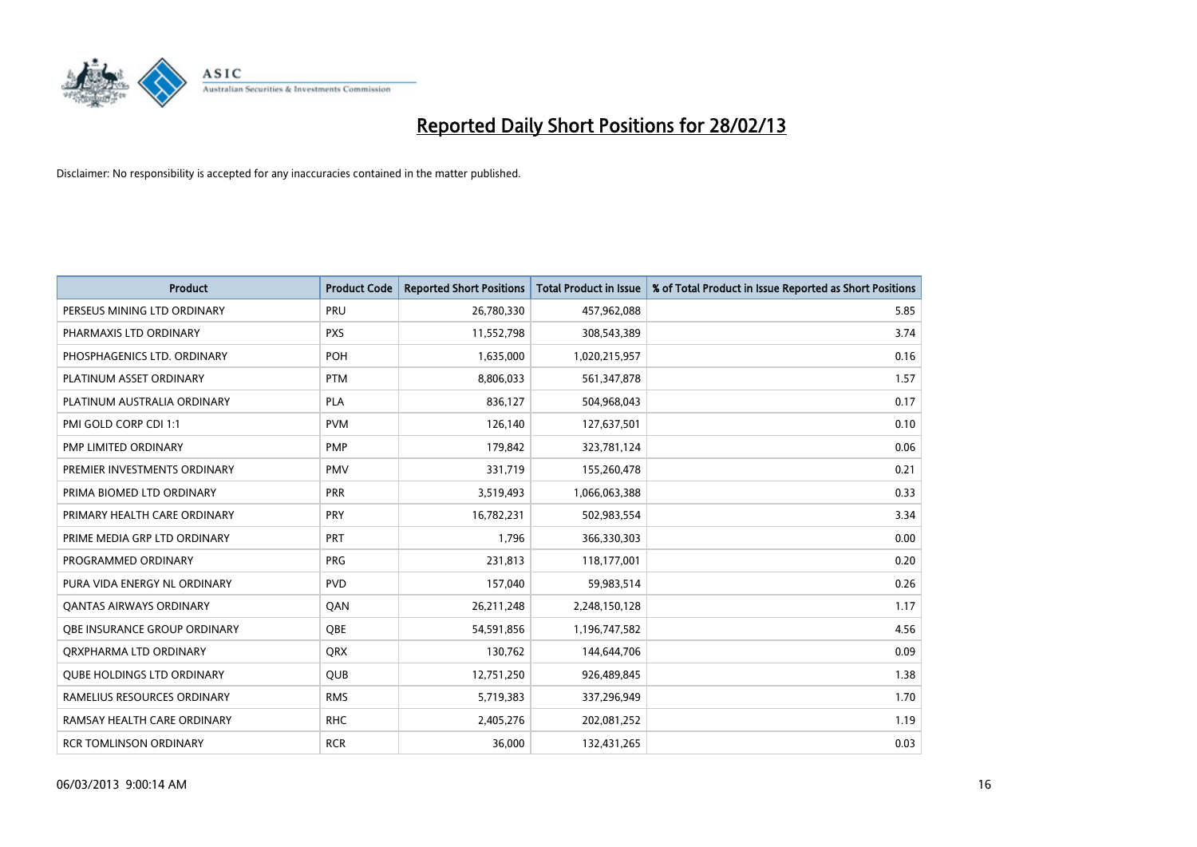# Reported Daily Short Positions for 28/02/13

Disclaimer: No responsibility is accepted for any inaccuracies contained in the matter published.

| Product | Product Code | Reported Short Positions | Total Product in Issue | % of Total Product in Issue Reported as Short Positions |
|---|---|---|---|---|
| PERSEUS MINING LTD ORDINARY | PRU | 26,780,330 | 457,962,088 | 5.85 |
| PHARMAXIS LTD ORDINARY | PXS | 11,552,798 | 308,543,389 | 3.74 |
| PHOSPHAGENICS LTD. ORDINARY | POH | 1,635,000 | 1,020,215,957 | 0.16 |
| PLATINUM ASSET ORDINARY | PTM | 8,806,033 | 561,347,878 | 1.57 |
| PLATINUM AUSTRALIA ORDINARY | PLA | 836,127 | 504,968,043 | 0.17 |
| PMI GOLD CORP CDI 1:1 | PVM | 126,140 | 127,637,501 | 0.10 |
| PMP LIMITED ORDINARY | PMP | 179,842 | 323,781,124 | 0.06 |
| PREMIER INVESTMENTS ORDINARY | PMV | 331,719 | 155,260,478 | 0.21 |
| PRIMA BIOMED LTD ORDINARY | PRR | 3,519,493 | 1,066,063,388 | 0.33 |
| PRIMARY HEALTH CARE ORDINARY | PRY | 16,782,231 | 502,983,554 | 3.34 |
| PRIME MEDIA GRP LTD ORDINARY | PRT | 1,796 | 366,330,303 | 0.00 |
| PROGRAMMED ORDINARY | PRG | 231,813 | 118,177,001 | 0.20 |
| PURA VIDA ENERGY NL ORDINARY | PVD | 157,040 | 59,983,514 | 0.26 |
| QANTAS AIRWAYS ORDINARY | QAN | 26,211,248 | 2,248,150,128 | 1.17 |
| QBE INSURANCE GROUP ORDINARY | QBE | 54,591,856 | 1,196,747,582 | 4.56 |
| QRXPHARMA LTD ORDINARY | QRX | 130,762 | 144,644,706 | 0.09 |
| QUBE HOLDINGS LTD ORDINARY | QUB | 12,751,250 | 926,489,845 | 1.38 |
| RAMELIUS RESOURCES ORDINARY | RMS | 5,719,383 | 337,296,949 | 1.70 |
| RAMSAY HEALTH CARE ORDINARY | RHC | 2,405,276 | 202,081,252 | 1.19 |
| RCR TOMLINSON ORDINARY | RCR | 36,000 | 132,431,265 | 0.03 |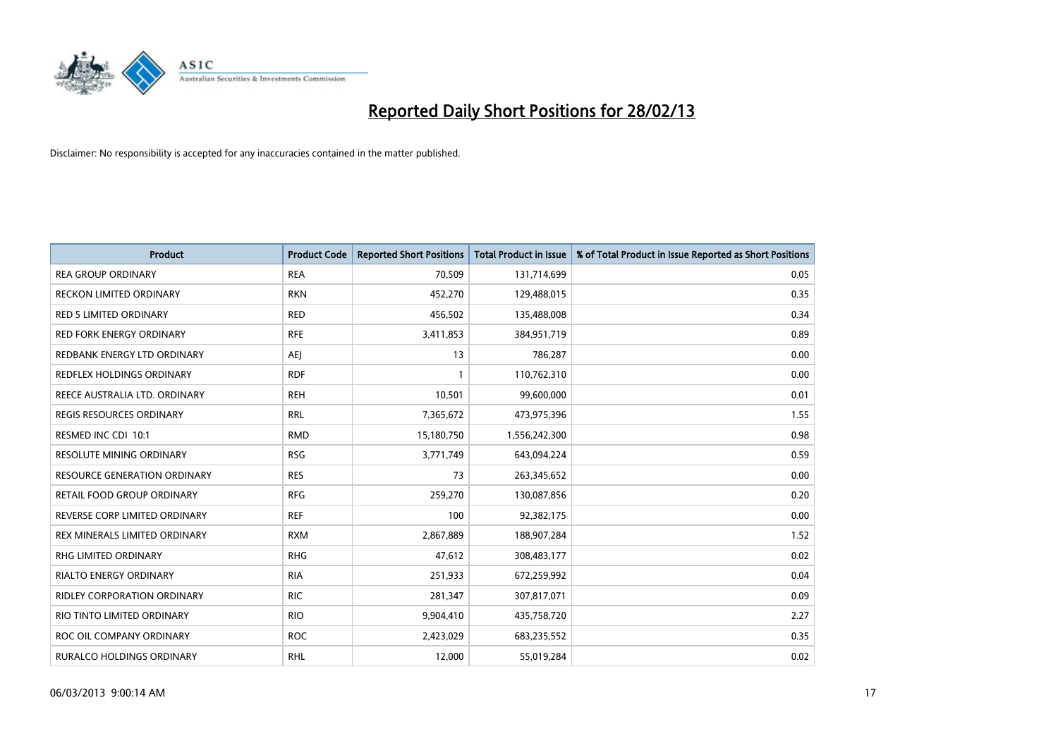# Reported Daily Short Positions for 28/02/13

Disclaimer: No responsibility is accepted for any inaccuracies contained in the matter published.

| Product | Product Code | Reported Short Positions | Total Product in Issue | % of Total Product in Issue Reported as Short Positions |
|---|---|---|---|---|
| REA GROUP ORDINARY | REA | 70,509 | 131,714,699 | 0.05 |
| RECKON LIMITED ORDINARY | RKN | 452,270 | 129,488,015 | 0.35 |
| RED 5 LIMITED ORDINARY | RED | 456,502 | 135,488,008 | 0.34 |
| RED FORK ENERGY ORDINARY | RFE | 3,411,853 | 384,951,719 | 0.89 |
| REDBANK ENERGY LTD ORDINARY | AEJ | 13 | 786,287 | 0.00 |
| REDFLEX HOLDINGS ORDINARY | RDF | 1 | 110,762,310 | 0.00 |
| REECE AUSTRALIA LTD. ORDINARY | REH | 10,501 | 99,600,000 | 0.01 |
| REGIS RESOURCES ORDINARY | RRL | 7,365,672 | 473,975,396 | 1.55 |
| RESMED INC CDI 10:1 | RMD | 15,180,750 | 1,556,242,300 | 0.98 |
| RESOLUTE MINING ORDINARY | RSG | 3,771,749 | 643,094,224 | 0.59 |
| RESOURCE GENERATION ORDINARY | RES | 73 | 263,345,652 | 0.00 |
| RETAIL FOOD GROUP ORDINARY | RFG | 259,270 | 130,087,856 | 0.20 |
| REVERSE CORP LIMITED ORDINARY | REF | 100 | 92,382,175 | 0.00 |
| REX MINERALS LIMITED ORDINARY | RXM | 2,867,889 | 188,907,284 | 1.52 |
| RHG LIMITED ORDINARY | RHG | 47,612 | 308,483,177 | 0.02 |
| RIALTO ENERGY ORDINARY | RIA | 251,933 | 672,259,992 | 0.04 |
| RIDLEY CORPORATION ORDINARY | RIC | 281,347 | 307,817,071 | 0.09 |
| RIO TINTO LIMITED ORDINARY | RIO | 9,904,410 | 435,758,720 | 2.27 |
| ROC OIL COMPANY ORDINARY | ROC | 2,423,029 | 683,235,552 | 0.35 |
| RURALCO HOLDINGS ORDINARY | RHL | 12,000 | 55,019,284 | 0.02 |

06/03/2013 9:00:14 AM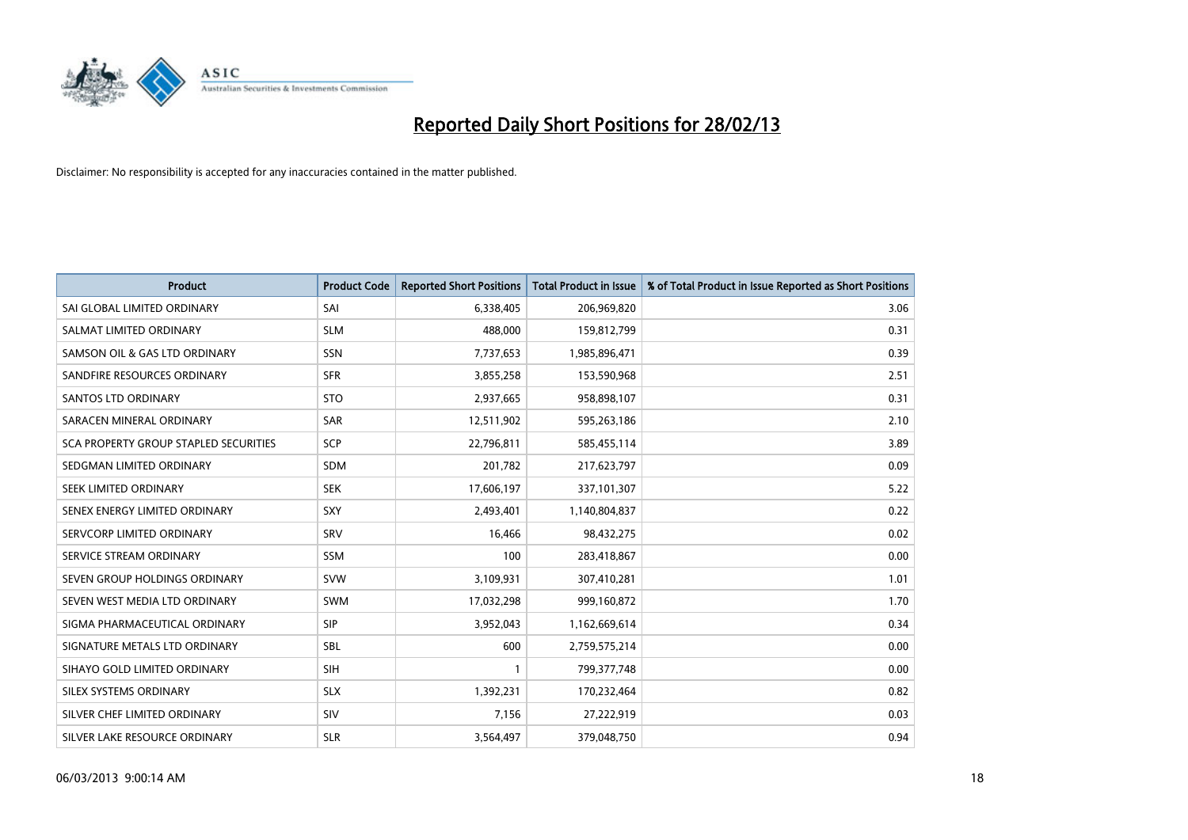# Reported Daily Short Positions for 28/02/13

Disclaimer: No responsibility is accepted for any inaccuracies contained in the matter published.

| Product | Product Code | Reported Short Positions | Total Product in Issue | % of Total Product in Issue Reported as Short Positions |
|---|---|---|---|---|
| SAI GLOBAL LIMITED ORDINARY | SAI | 6,338,405 | 206,969,820 | 3.06 |
| SALMAT LIMITED ORDINARY | SLM | 488,000 | 159,812,799 | 0.31 |
| SAMSON OIL & GAS LTD ORDINARY | SSN | 7,737,653 | 1,985,896,471 | 0.39 |
| SANDFIRE RESOURCES ORDINARY | SFR | 3,855,258 | 153,590,968 | 2.51 |
| SANTOS LTD ORDINARY | STO | 2,937,665 | 958,898,107 | 0.31 |
| SARACEN MINERAL ORDINARY | SAR | 12,511,902 | 595,263,186 | 2.10 |
| SCA PROPERTY GROUP STAPLED SECURITIES | SCP | 22,796,811 | 585,455,114 | 3.89 |
| SEDGMAN LIMITED ORDINARY | SDM | 201,782 | 217,623,797 | 0.09 |
| SEEK LIMITED ORDINARY | SEK | 17,606,197 | 337,101,307 | 5.22 |
| SENEX ENERGY LIMITED ORDINARY | SXY | 2,493,401 | 1,140,804,837 | 0.22 |
| SERVCORP LIMITED ORDINARY | SRV | 16,466 | 98,432,275 | 0.02 |
| SERVICE STREAM ORDINARY | SSM | 100 | 283,418,867 | 0.00 |
| SEVEN GROUP HOLDINGS ORDINARY | SVW | 3,109,931 | 307,410,281 | 1.01 |
| SEVEN WEST MEDIA LTD ORDINARY | SWM | 17,032,298 | 999,160,872 | 1.70 |
| SIGMA PHARMACEUTICAL ORDINARY | SIP | 3,952,043 | 1,162,669,614 | 0.34 |
| SIGNATURE METALS LTD ORDINARY | SBL | 600 | 2,759,575,214 | 0.00 |
| SIHAYO GOLD LIMITED ORDINARY | SIH | 1 | 799,377,748 | 0.00 |
| SILEX SYSTEMS ORDINARY | SLX | 1,392,231 | 170,232,464 | 0.82 |
| SILVER CHEF LIMITED ORDINARY | SIV | 7,156 | 27,222,919 | 0.03 |
| SILVER LAKE RESOURCE ORDINARY | SLR | 3,564,497 | 379,048,750 | 0.94 |

06/03/2013 9:00:14 AM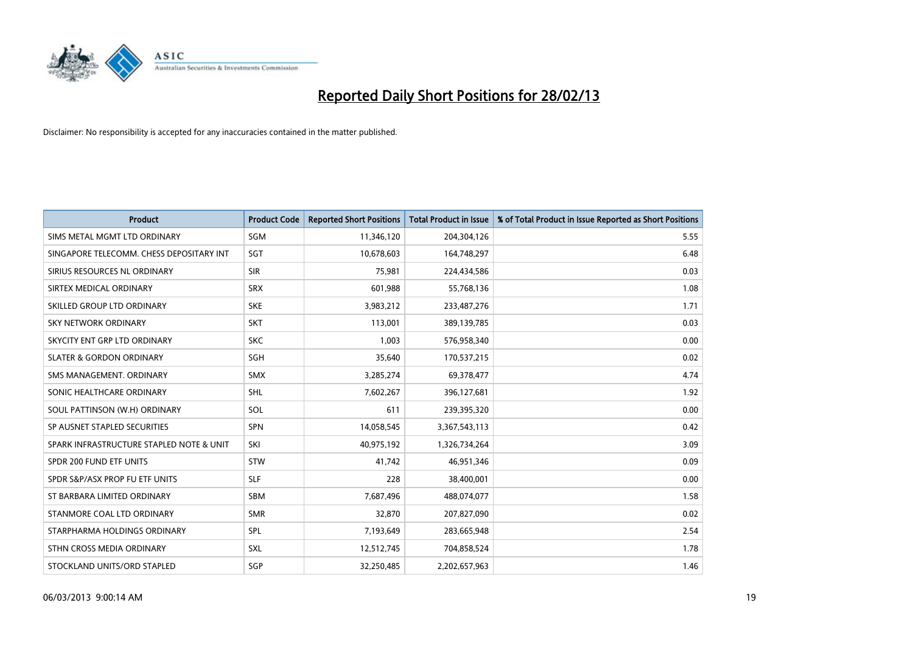# Reported Daily Short Positions for 28/02/13

Disclaimer: No responsibility is accepted for any inaccuracies contained in the matter published.

| Product | Product Code | Reported Short Positions | Total Product in Issue | % of Total Product in Issue Reported as Short Positions |
|---|---|---|---|---|
| SIMS METAL MGMT LTD ORDINARY | SGM | 11,346,120 | 204,304,126 | 5.55 |
| SINGAPORE TELECOMM. CHESS DEPOSITARY INT | SGT | 10,678,603 | 164,748,297 | 6.48 |
| SIRIUS RESOURCES NL ORDINARY | SIR | 75,981 | 224,434,586 | 0.03 |
| SIRTEX MEDICAL ORDINARY | SRX | 601,988 | 55,768,136 | 1.08 |
| SKILLED GROUP LTD ORDINARY | SKE | 3,983,212 | 233,487,276 | 1.71 |
| SKY NETWORK ORDINARY | SKT | 113,001 | 389,139,785 | 0.03 |
| SKYCITY ENT GRP LTD ORDINARY | SKC | 1,003 | 576,958,340 | 0.00 |
| SLATER & GORDON ORDINARY | SGH | 35,640 | 170,537,215 | 0.02 |
| SMS MANAGEMENT. ORDINARY | SMX | 3,285,274 | 69,378,477 | 4.74 |
| SONIC HEALTHCARE ORDINARY | SHL | 7,602,267 | 396,127,681 | 1.92 |
| SOUL PATTINSON (W.H) ORDINARY | SOL | 611 | 239,395,320 | 0.00 |
| SP AUSNET STAPLED SECURITIES | SPN | 14,058,545 | 3,367,543,113 | 0.42 |
| SPARK INFRASTRUCTURE STAPLED NOTE & UNIT | SKI | 40,975,192 | 1,326,734,264 | 3.09 |
| SPDR 200 FUND ETF UNITS | STW | 41,742 | 46,951,346 | 0.09 |
| SPDR S&P/ASX PROP FU ETF UNITS | SLF | 228 | 38,400,001 | 0.00 |
| ST BARBARA LIMITED ORDINARY | SBM | 7,687,496 | 488,074,077 | 1.58 |
| STANMORE COAL LTD ORDINARY | SMR | 32,870 | 207,827,090 | 0.02 |
| STARPHARMA HOLDINGS ORDINARY | SPL | 7,193,649 | 283,665,948 | 2.54 |
| STHN CROSS MEDIA ORDINARY | SXL | 12,512,745 | 704,858,524 | 1.78 |
| STOCKLAND UNITS/ORD STAPLED | SGP | 32,250,485 | 2,202,657,963 | 1.46 |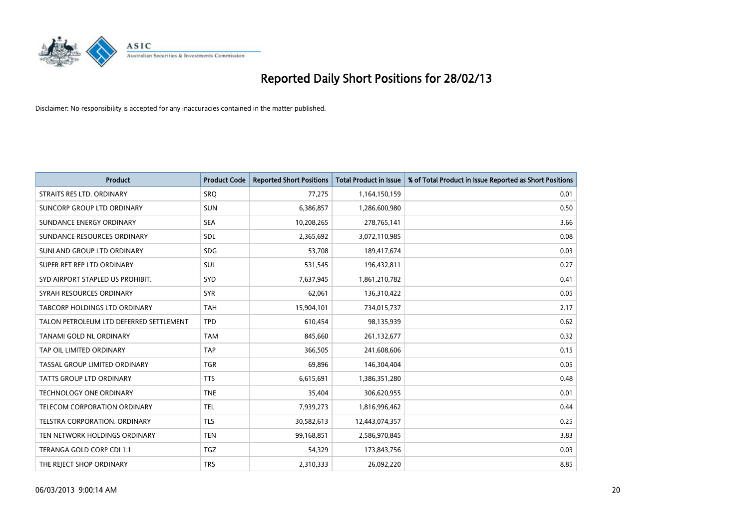# Reported Daily Short Positions for 28/02/13

Disclaimer: No responsibility is accepted for any inaccuracies contained in the matter published.

| Product | Product Code | Reported Short Positions | Total Product in Issue | % of Total Product in Issue Reported as Short Positions |
| --- | --- | --- | --- | --- |
| STRAITS RES LTD. ORDINARY | SRQ | 77,275 | 1,164,150,159 | 0.01 |
| SUNCORP GROUP LTD ORDINARY | SUN | 6,386,857 | 1,286,600,980 | 0.50 |
| SUNDANCE ENERGY ORDINARY | SEA | 10,208,265 | 278,765,141 | 3.66 |
| SUNDANCE RESOURCES ORDINARY | SDL | 2,365,692 | 3,072,110,985 | 0.08 |
| SUNLAND GROUP LTD ORDINARY | SDG | 53,708 | 189,417,674 | 0.03 |
| SUPER RET REP LTD ORDINARY | SUL | 531,545 | 196,432,811 | 0.27 |
| SYD AIRPORT STAPLED US PROHIBIT. | SYD | 7,637,945 | 1,861,210,782 | 0.41 |
| SYRAH RESOURCES ORDINARY | SYR | 62,061 | 136,310,422 | 0.05 |
| TABCORP HOLDINGS LTD ORDINARY | TAH | 15,904,101 | 734,015,737 | 2.17 |
| TALON PETROLEUM LTD DEFERRED SETTLEMENT | TPD | 610,454 | 98,135,939 | 0.62 |
| TANAMI GOLD NL ORDINARY | TAM | 845,660 | 261,132,677 | 0.32 |
| TAP OIL LIMITED ORDINARY | TAP | 366,505 | 241,608,606 | 0.15 |
| TASSAL GROUP LIMITED ORDINARY | TGR | 69,896 | 146,304,404 | 0.05 |
| TATTS GROUP LTD ORDINARY | TTS | 6,615,691 | 1,386,351,280 | 0.48 |
| TECHNOLOGY ONE ORDINARY | TNE | 35,404 | 306,620,955 | 0.01 |
| TELECOM CORPORATION ORDINARY | TEL | 7,939,273 | 1,816,996,462 | 0.44 |
| TELSTRA CORPORATION. ORDINARY | TLS | 30,582,613 | 12,443,074,357 | 0.25 |
| TEN NETWORK HOLDINGS ORDINARY | TEN | 99,168,851 | 2,586,970,845 | 3.83 |
| TERANGA GOLD CORP CDI 1:1 | TGZ | 54,329 | 173,843,756 | 0.03 |
| THE REJECT SHOP ORDINARY | TRS | 2,310,333 | 26,092,220 | 8.85 |

06/03/2013 9:00:14 AM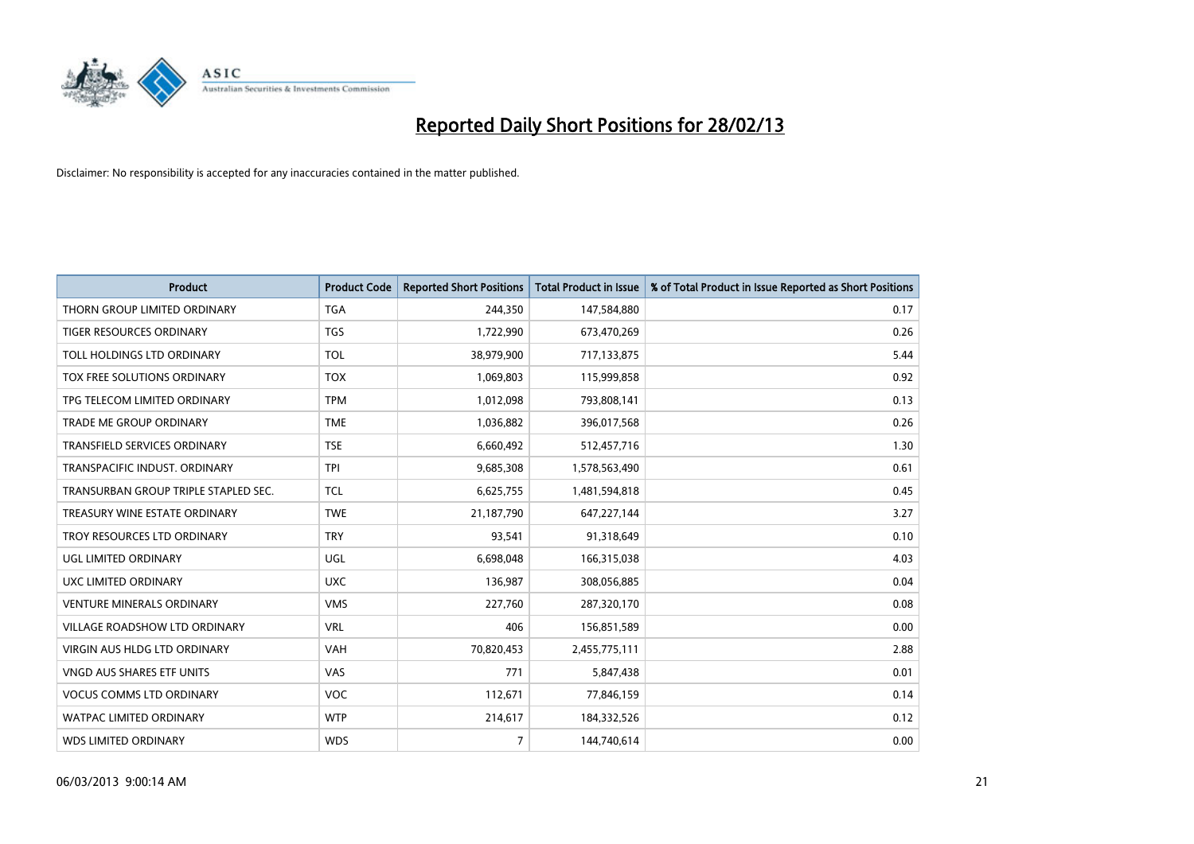# Reported Daily Short Positions for 28/02/13

Disclaimer: No responsibility is accepted for any inaccuracies contained in the matter published.

| Product | Product Code | Reported Short Positions | Total Product in Issue | % of Total Product in Issue Reported as Short Positions |
|---|---|---|---|---|
| THORN GROUP LIMITED ORDINARY | TGA | 244,350 | 147,584,880 | 0.17 |
| TIGER RESOURCES ORDINARY | TGS | 1,722,990 | 673,470,269 | 0.26 |
| TOLL HOLDINGS LTD ORDINARY | TOL | 38,979,900 | 717,133,875 | 5.44 |
| TOX FREE SOLUTIONS ORDINARY | TOX | 1,069,803 | 115,999,858 | 0.92 |
| TPG TELECOM LIMITED ORDINARY | TPM | 1,012,098 | 793,808,141 | 0.13 |
| TRADE ME GROUP ORDINARY | TME | 1,036,882 | 396,017,568 | 0.26 |
| TRANSFIELD SERVICES ORDINARY | TSE | 6,660,492 | 512,457,716 | 1.30 |
| TRANSPACIFIC INDUST. ORDINARY | TPI | 9,685,308 | 1,578,563,490 | 0.61 |
| TRANSURBAN GROUP TRIPLE STAPLED SEC. | TCL | 6,625,755 | 1,481,594,818 | 0.45 |
| TREASURY WINE ESTATE ORDINARY | TWE | 21,187,790 | 647,227,144 | 3.27 |
| TROY RESOURCES LTD ORDINARY | TRY | 93,541 | 91,318,649 | 0.10 |
| UGL LIMITED ORDINARY | UGL | 6,698,048 | 166,315,038 | 4.03 |
| UXC LIMITED ORDINARY | UXC | 136,987 | 308,056,885 | 0.04 |
| VENTURE MINERALS ORDINARY | VMS | 227,760 | 287,320,170 | 0.08 |
| VILLAGE ROADSHOW LTD ORDINARY | VRL | 406 | 156,851,589 | 0.00 |
| VIRGIN AUS HLDG LTD ORDINARY | VAH | 70,820,453 | 2,455,775,111 | 2.88 |
| VNGD AUS SHARES ETF UNITS | VAS | 771 | 5,847,438 | 0.01 |
| VOCUS COMMS LTD ORDINARY | VOC | 112,671 | 77,846,159 | 0.14 |
| WATPAC LIMITED ORDINARY | WTP | 214,617 | 184,332,526 | 0.12 |
| WDS LIMITED ORDINARY | WDS | 7 | 144,740,614 | 0.00 |

06/03/2013 9:00:14 AM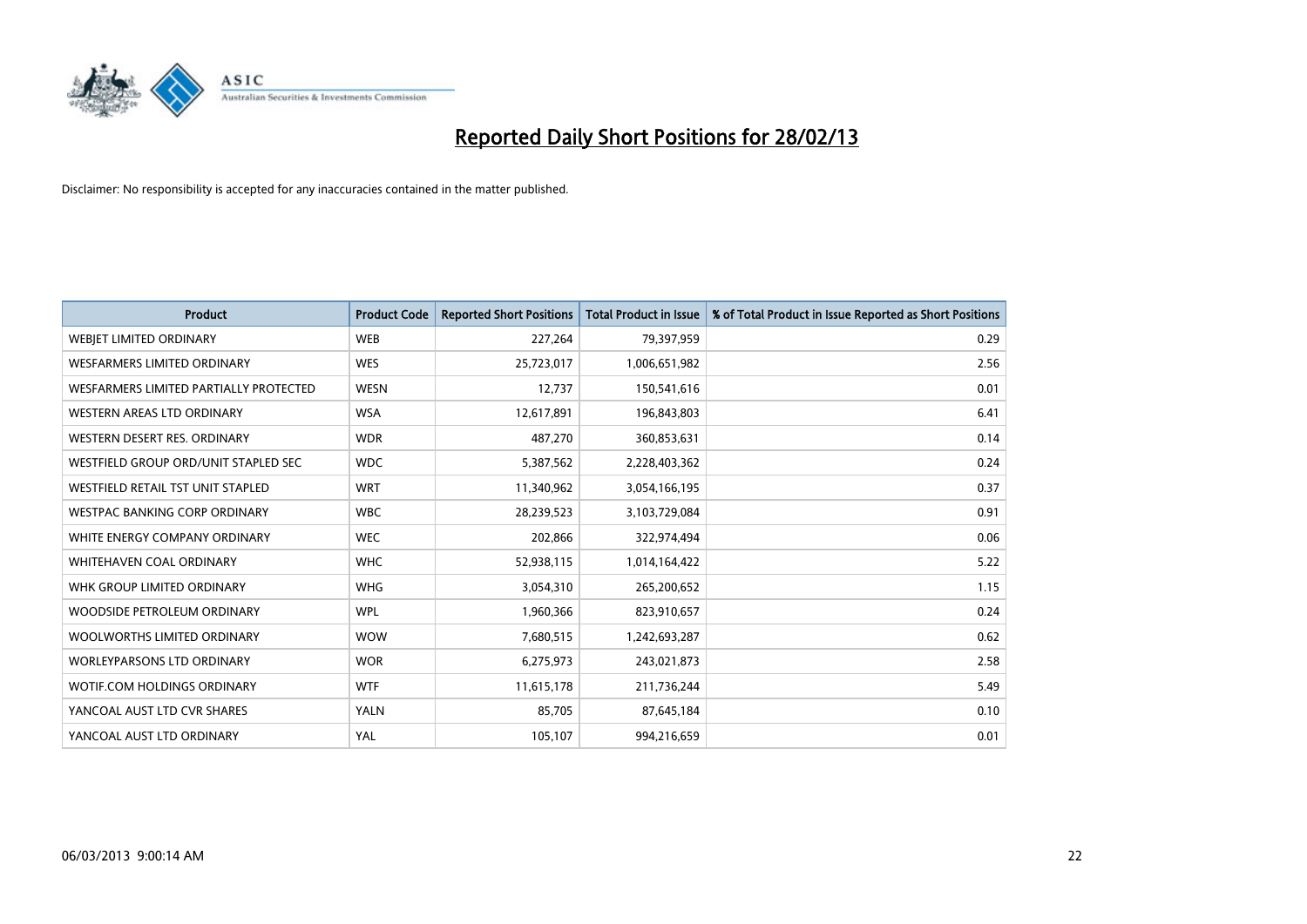# Reported Daily Short Positions for 28/02/13

Disclaimer: No responsibility is accepted for any inaccuracies contained in the matter published.

| Product | Product Code | Reported Short Positions | Total Product in Issue | % of Total Product in Issue Reported as Short Positions |
|---|---|---|---|---|
| WEBJET LIMITED ORDINARY | WEB | 227,264 | 79,397,959 | 0.29 |
| WESFARMERS LIMITED ORDINARY | WES | 25,723,017 | 1,006,651,982 | 2.56 |
| WESFARMERS LIMITED PARTIALLY PROTECTED | WESN | 12,737 | 150,541,616 | 0.01 |
| WESTERN AREAS LTD ORDINARY | WSA | 12,617,891 | 196,843,803 | 6.41 |
| WESTERN DESERT RES. ORDINARY | WDR | 487,270 | 360,853,631 | 0.14 |
| WESTFIELD GROUP ORD/UNIT STAPLED SEC | WDC | 5,387,562 | 2,228,403,362 | 0.24 |
| WESTFIELD RETAIL TST UNIT STAPLED | WRT | 11,340,962 | 3,054,166,195 | 0.37 |
| WESTPAC BANKING CORP ORDINARY | WBC | 28,239,523 | 3,103,729,084 | 0.91 |
| WHITE ENERGY COMPANY ORDINARY | WEC | 202,866 | 322,974,494 | 0.06 |
| WHITEHAVEN COAL ORDINARY | WHC | 52,938,115 | 1,014,164,422 | 5.22 |
| WHK GROUP LIMITED ORDINARY | WHG | 3,054,310 | 265,200,652 | 1.15 |
| WOODSIDE PETROLEUM ORDINARY | WPL | 1,960,366 | 823,910,657 | 0.24 |
| WOOLWORTHS LIMITED ORDINARY | WOW | 7,680,515 | 1,242,693,287 | 0.62 |
| WORLEYPARSONS LTD ORDINARY | WOR | 6,275,973 | 243,021,873 | 2.58 |
| WOTIF.COM HOLDINGS ORDINARY | WTF | 11,615,178 | 211,736,244 | 5.49 |
| YANCOAL AUST LTD CVR SHARES | YALN | 85,705 | 87,645,184 | 0.10 |
| YANCOAL AUST LTD ORDINARY | YAL | 105,107 | 994,216,659 | 0.01 |